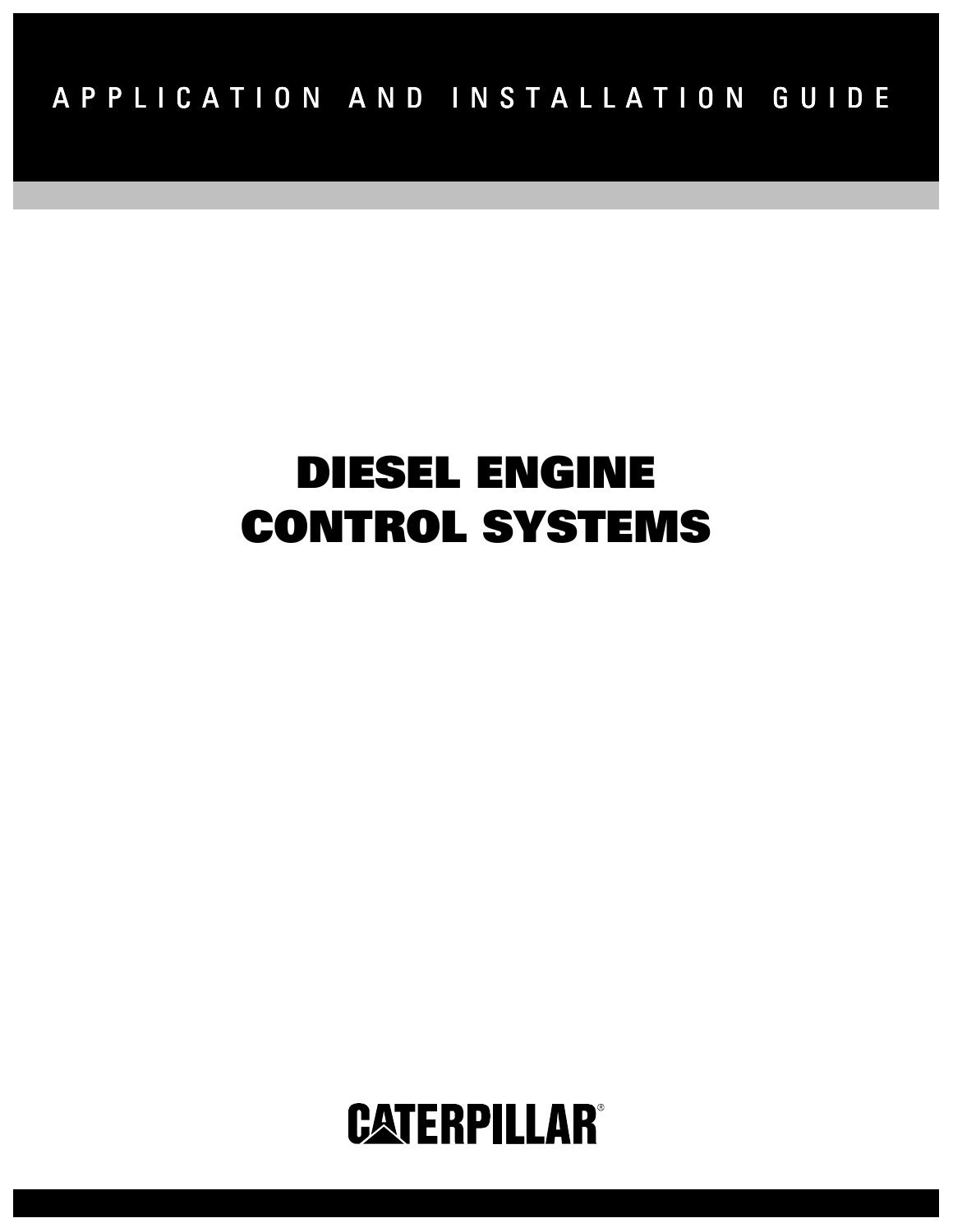APPLICATION AND INSTALLATION GUIDE

# DIESEL ENGINE CONTROL SYSTEMS

CATERPILLAR®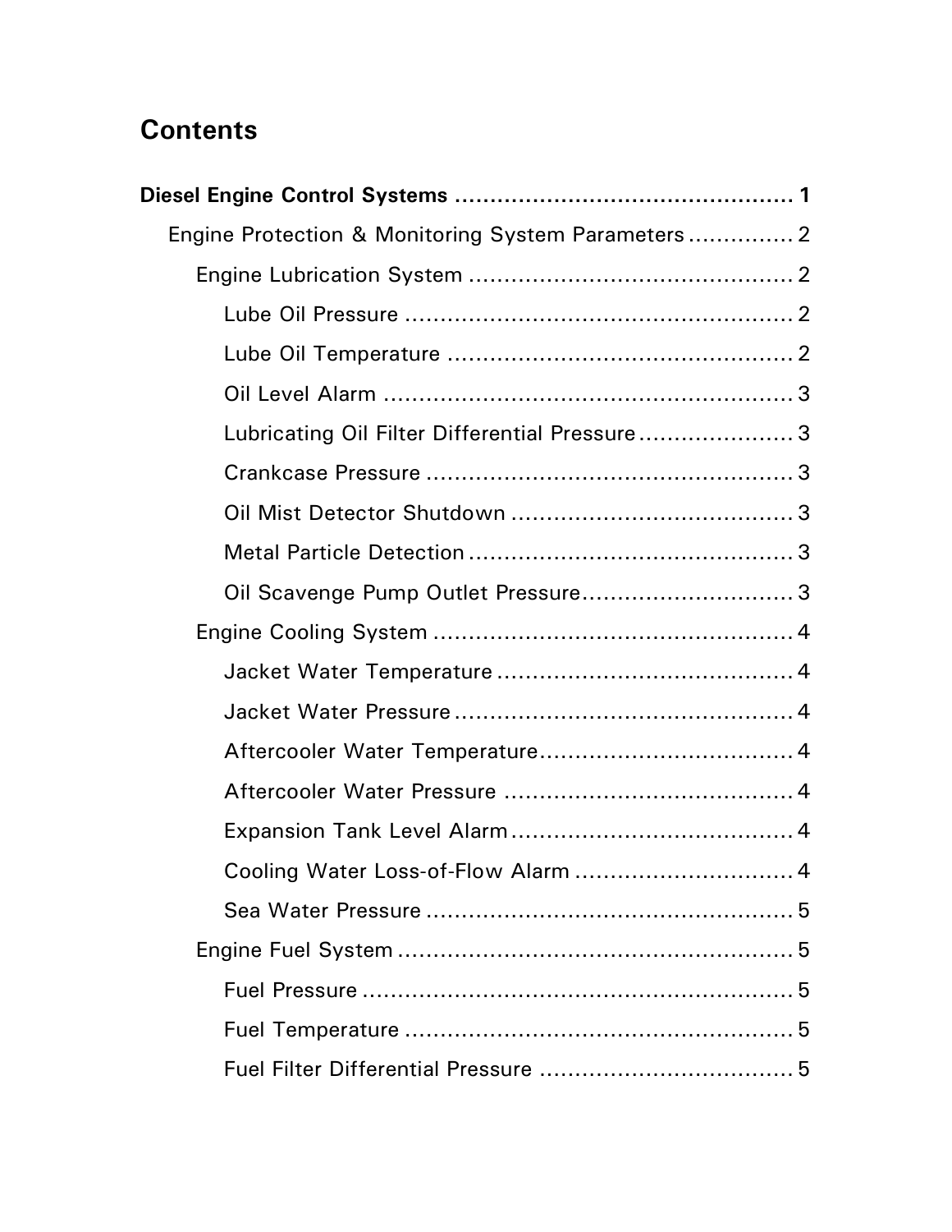# Contents

**Diesel Engine Control Systems ................................................ 1**

- Engine Protection & Monitoring System Parameters ............... 2
  - Engine Lubrication System .............................................. 2
    - Lube Oil Pressure ....................................................... 2
    - Lube Oil Temperature ................................................. 2
    - Oil Level Alarm .......................................................... 3
    - Lubricating Oil Filter Differential Pressure ...................... 3
    - Crankcase Pressure .................................................... 3
    - Oil Mist Detector Shutdown ........................................ 3
    - Metal Particle Detection .............................................. 3
    - Oil Scavenge Pump Outlet Pressure............................. 3
  - Engine Cooling System ................................................... 4
    - Jacket Water Temperature .......................................... 4
    - Jacket Water Pressure ................................................ 4
    - Aftercooler Water Temperature.................................... 4
    - Aftercooler Water Pressure ......................................... 4
    - Expansion Tank Level Alarm........................................ 4
    - Cooling Water Loss-of-Flow Alarm ............................... 4
    - Sea Water Pressure .................................................... 5
  - Engine Fuel System ........................................................ 5
    - Fuel Pressure ............................................................. 5
    - Fuel Temperature ....................................................... 5
    - Fuel Filter Differential Pressure .................................... 5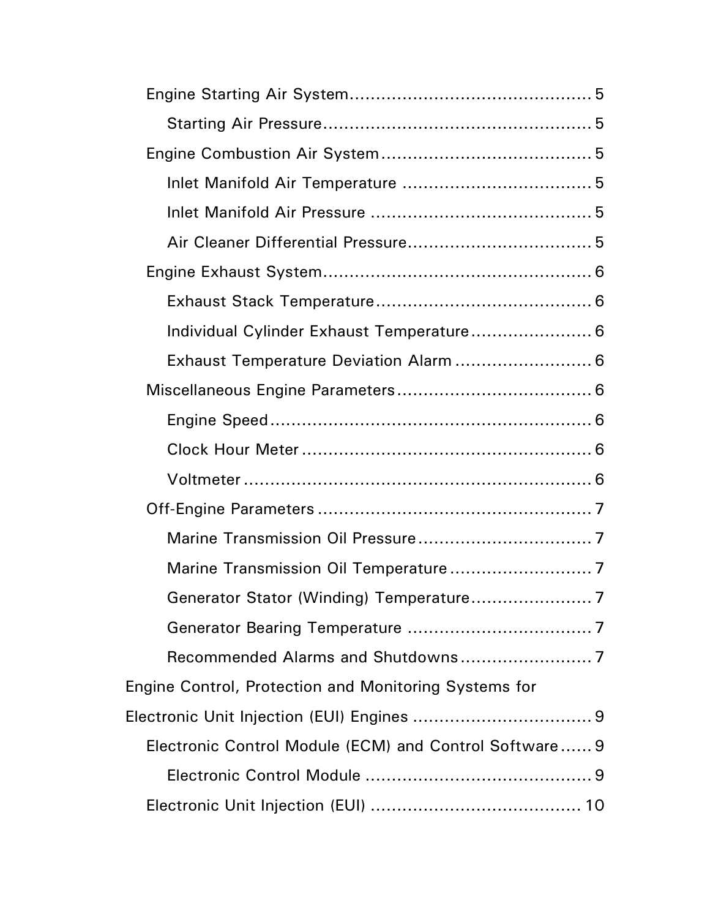- Engine Starting Air System ............................................. 5
  - Starting Air Pressure .................................................. 5
- Engine Combustion Air System ........................................ 5
  - Inlet Manifold Air Temperature .................................... 5
  - Inlet Manifold Air Pressure .......................................... 5
  - Air Cleaner Differential Pressure .................................. 5
- Engine Exhaust System ................................................... 6
  - Exhaust Stack Temperature ......................................... 6
  - Individual Cylinder Exhaust Temperature ....................... 6
  - Exhaust Temperature Deviation Alarm .......................... 6
- Miscellaneous Engine Parameters ..................................... 6
  - Engine Speed ............................................................ 6
  - Clock Hour Meter ....................................................... 6
  - Voltmeter ................................................................. 6
- Off-Engine Parameters .................................................... 7
  - Marine Transmission Oil Pressure ................................. 7
  - Marine Transmission Oil Temperature ........................... 7
  - Generator Stator (Winding) Temperature ....................... 7
  - Generator Bearing Temperature ................................... 7
  - Recommended Alarms and Shutdowns ......................... 7

Engine Control, Protection and Monitoring Systems for Electronic Unit Injection (EUI) Engines .................................. 9

- Electronic Control Module (ECM) and Control Software ...... 9
  - Electronic Control Module ........................................... 9
- Electronic Unit Injection (EUI) ........................................ 10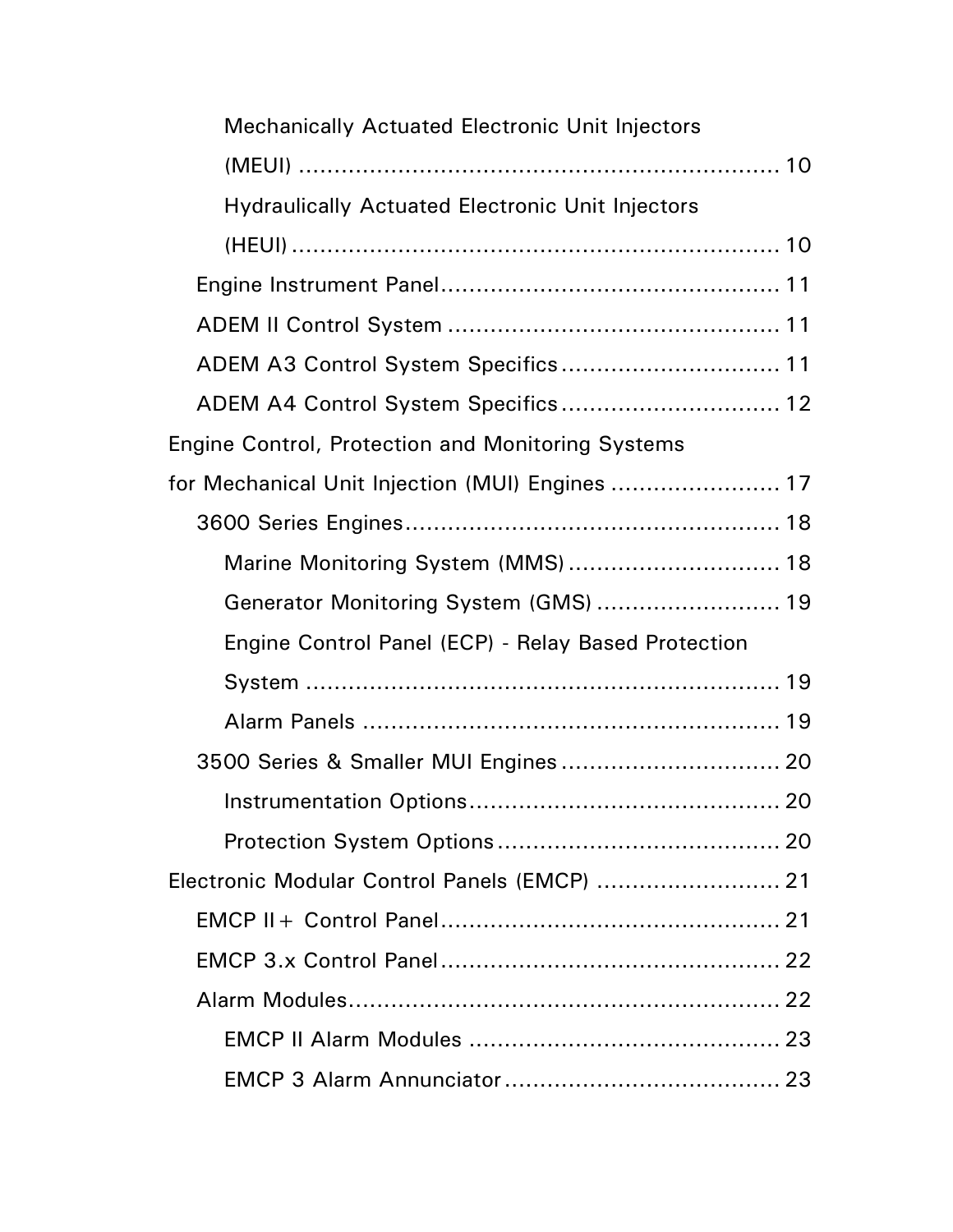- Mechanically Actuated Electronic Unit Injectors (MEUI) .................................................................. 10
- Hydraulically Actuated Electronic Unit Injectors (HEUI) .................................................................. 10

- Engine Instrument Panel................................................ 11
- ADEM II Control System ............................................... 11
- ADEM A3 Control System Specifics ............................... 11
- ADEM A4 Control System Specifics ............................... 12

Engine Control, Protection and Monitoring Systems for Mechanical Unit Injection (MUI) Engines ........................ 17

- 3600 Series Engines..................................................... 18
  - Marine Monitoring System (MMS) .............................. 18
  - Generator Monitoring System (GMS) .......................... 19
  - Engine Control Panel (ECP) - Relay Based Protection System .................................................................. 19
  - Alarm Panels ........................................................... 19
- 3500 Series & Smaller MUI Engines ............................... 20
  - Instrumentation Options............................................ 20
  - Protection System Options ........................................ 20

Electronic Modular Control Panels (EMCP) .......................... 21

- EMCP II+ Control Panel................................................ 21
- EMCP 3.x Control Panel ................................................ 22
- Alarm Modules............................................................. 22
  - EMCP II Alarm Modules ............................................ 23
  - EMCP 3 Alarm Annunciator ....................................... 23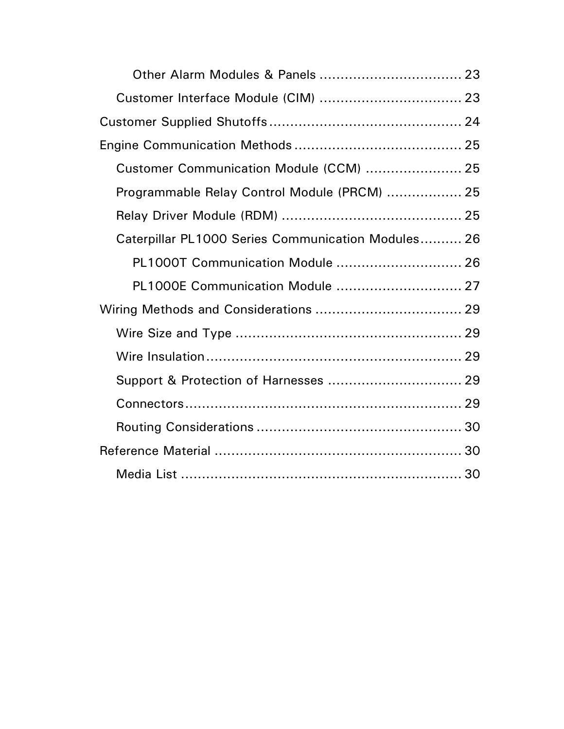- Other Alarm Modules & Panels .................................. 23
- Customer Interface Module (CIM) .................................. 23

Customer Supplied Shutoffs .............................................. 24

Engine Communication Methods ........................................ 25

- Customer Communication Module (CCM) ....................... 25
- Programmable Relay Control Module (PRCM) .................. 25
- Relay Driver Module (RDM) ........................................... 25
- Caterpillar PL1000 Series Communication Modules .......... 26
  - PL1000T Communication Module .............................. 26
  - PL1000E Communication Module .............................. 27

Wiring Methods and Considerations ................................... 29

- Wire Size and Type ...................................................... 29
- Wire Insulation ............................................................ 29
- Support & Protection of Harnesses ................................ 29
- Connectors .................................................................. 29
- Routing Considerations ................................................. 30

Reference Material ........................................................... 30

- Media List ................................................................... 30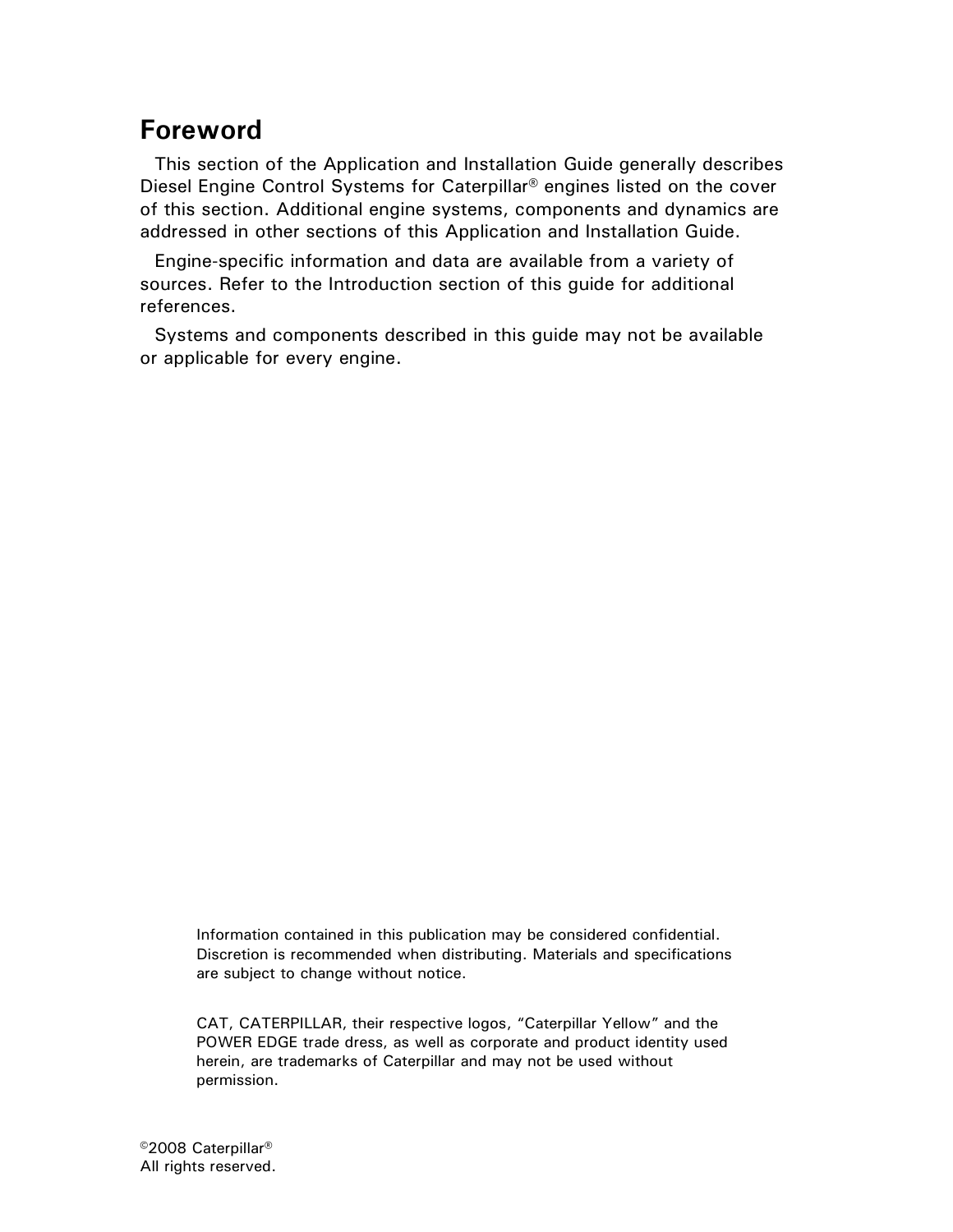# Foreword

This section of the Application and Installation Guide generally describes Diesel Engine Control Systems for Caterpillar® engines listed on the cover of this section. Additional engine systems, components and dynamics are addressed in other sections of this Application and Installation Guide.

Engine-specific information and data are available from a variety of sources. Refer to the Introduction section of this guide for additional references.

Systems and components described in this guide may not be available or applicable for every engine.

Information contained in this publication may be considered confidential. Discretion is recommended when distributing. Materials and specifications are subject to change without notice.

CAT, CATERPILLAR, their respective logos, "Caterpillar Yellow" and the POWER EDGE trade dress, as well as corporate and product identity used herein, are trademarks of Caterpillar and may not be used without permission.

©2008 Caterpillar®
All rights reserved.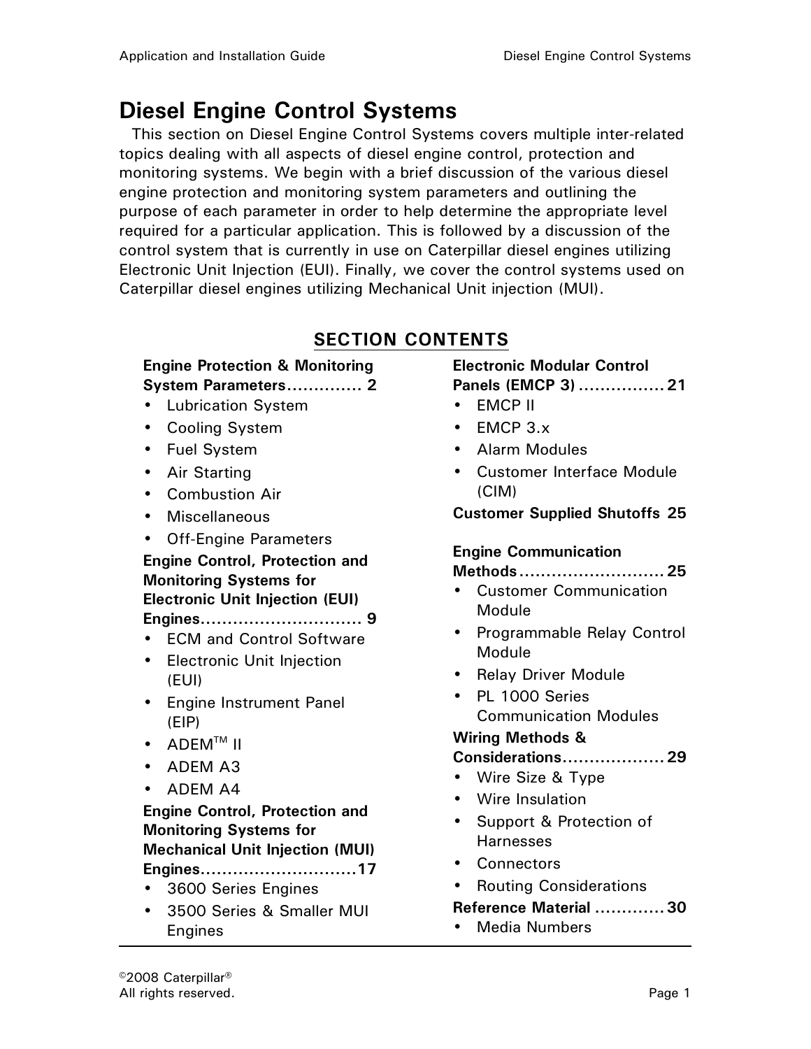# Diesel Engine Control Systems

This section on Diesel Engine Control Systems covers multiple inter-related topics dealing with all aspects of diesel engine control, protection and monitoring systems. We begin with a brief discussion of the various diesel engine protection and monitoring system parameters and outlining the purpose of each parameter in order to help determine the appropriate level required for a particular application. This is followed by a discussion of the control system that is currently in use on Caterpillar diesel engines utilizing Electronic Unit Injection (EUI). Finally, we cover the control systems used on Caterpillar diesel engines utilizing Mechanical Unit injection (MUI).

## SECTION CONTENTS

**Engine Protection & Monitoring System Parameters.............. 2**

- Lubrication System
- Cooling System
- Fuel System
- Air Starting
- Combustion Air
- Miscellaneous
- Off-Engine Parameters

**Engine Control, Protection and Monitoring Systems for Electronic Unit Injection (EUI) Engines.............................. 9**

- ECM and Control Software
- Electronic Unit Injection (EUI)
- Engine Instrument Panel (EIP)
- ADEM™ II
- ADEM A3
- ADEM A4

**Engine Control, Protection and Monitoring Systems for Mechanical Unit Injection (MUI) Engines.............................17**

- 3600 Series Engines
- 3500 Series & Smaller MUI Engines

**Electronic Modular Control Panels (EMCP 3) ................ 21**

- EMCP II
- EMCP 3.x
- Alarm Modules
- Customer Interface Module (CIM)

**Customer Supplied Shutoffs 25**

**Engine Communication Methods........................... 25**

- Customer Communication Module
- Programmable Relay Control Module
- Relay Driver Module
- PL 1000 Series Communication Modules

**Wiring Methods & Considerations................... 29**

- Wire Size & Type
- Wire Insulation
- Support & Protection of Harnesses
- Connectors
- Routing Considerations

**Reference Material ............. 30**

- Media Numbers

©2008 Caterpillar®
All rights reserved.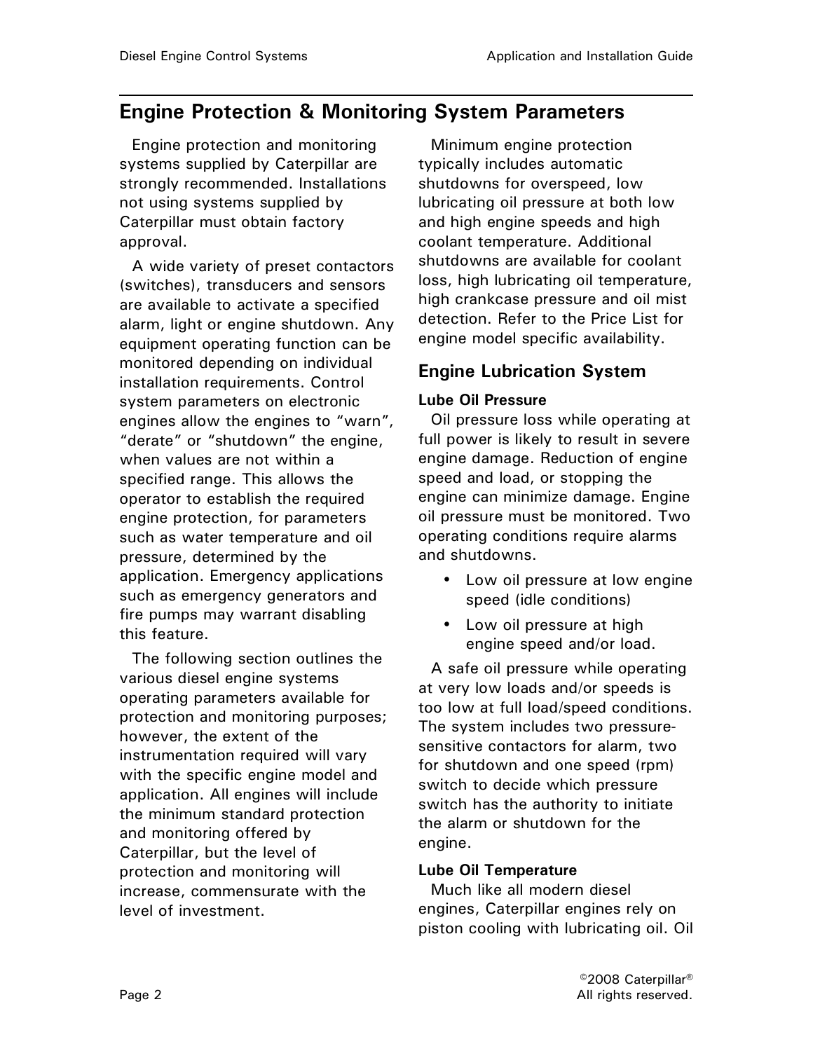## Engine Protection & Monitoring System Parameters

Engine protection and monitoring systems supplied by Caterpillar are strongly recommended. Installations not using systems supplied by Caterpillar must obtain factory approval.

A wide variety of preset contactors (switches), transducers and sensors are available to activate a specified alarm, light or engine shutdown. Any equipment operating function can be monitored depending on individual installation requirements. Control system parameters on electronic engines allow the engines to "warn", "derate" or "shutdown" the engine, when values are not within a specified range. This allows the operator to establish the required engine protection, for parameters such as water temperature and oil pressure, determined by the application. Emergency applications such as emergency generators and fire pumps may warrant disabling this feature.

The following section outlines the various diesel engine systems operating parameters available for protection and monitoring purposes; however, the extent of the instrumentation required will vary with the specific engine model and application. All engines will include the minimum standard protection and monitoring offered by Caterpillar, but the level of protection and monitoring will increase, commensurate with the level of investment.

Minimum engine protection typically includes automatic shutdowns for overspeed, low lubricating oil pressure at both low and high engine speeds and high coolant temperature. Additional shutdowns are available for coolant loss, high lubricating oil temperature, high crankcase pressure and oil mist detection. Refer to the Price List for engine model specific availability.

### Engine Lubrication System

#### Lube Oil Pressure

Oil pressure loss while operating at full power is likely to result in severe engine damage. Reduction of engine speed and load, or stopping the engine can minimize damage. Engine oil pressure must be monitored. Two operating conditions require alarms and shutdowns.

- Low oil pressure at low engine speed (idle conditions)
- Low oil pressure at high engine speed and/or load.

A safe oil pressure while operating at very low loads and/or speeds is too low at full load/speed conditions. The system includes two pressure-sensitive contactors for alarm, two for shutdown and one speed (rpm) switch to decide which pressure switch has the authority to initiate the alarm or shutdown for the engine.

#### Lube Oil Temperature

Much like all modern diesel engines, Caterpillar engines rely on piston cooling with lubricating oil. Oil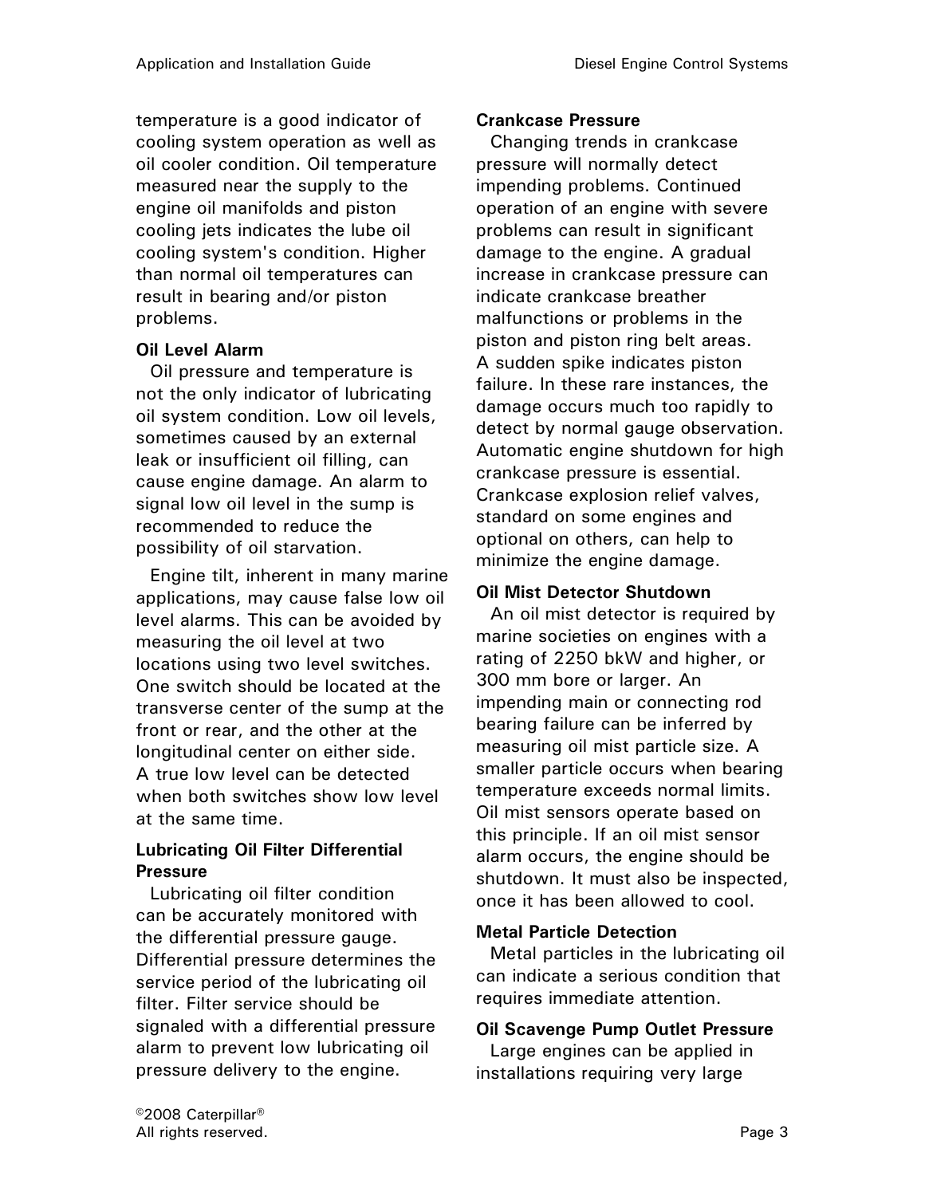temperature is a good indicator of cooling system operation as well as oil cooler condition. Oil temperature measured near the supply to the engine oil manifolds and piston cooling jets indicates the lube oil cooling system's condition. Higher than normal oil temperatures can result in bearing and/or piston problems.

**Oil Level Alarm**

Oil pressure and temperature is not the only indicator of lubricating oil system condition. Low oil levels, sometimes caused by an external leak or insufficient oil filling, can cause engine damage. An alarm to signal low oil level in the sump is recommended to reduce the possibility of oil starvation.

Engine tilt, inherent in many marine applications, may cause false low oil level alarms. This can be avoided by measuring the oil level at two locations using two level switches. One switch should be located at the transverse center of the sump at the front or rear, and the other at the longitudinal center on either side. A true low level can be detected when both switches show low level at the same time.

**Lubricating Oil Filter Differential Pressure**

Lubricating oil filter condition can be accurately monitored with the differential pressure gauge. Differential pressure determines the service period of the lubricating oil filter. Filter service should be signaled with a differential pressure alarm to prevent low lubricating oil pressure delivery to the engine.

**Crankcase Pressure**

Changing trends in crankcase pressure will normally detect impending problems. Continued operation of an engine with severe problems can result in significant damage to the engine. A gradual increase in crankcase pressure can indicate crankcase breather malfunctions or problems in the piston and piston ring belt areas. A sudden spike indicates piston failure. In these rare instances, the damage occurs much too rapidly to detect by normal gauge observation. Automatic engine shutdown for high crankcase pressure is essential. Crankcase explosion relief valves, standard on some engines and optional on others, can help to minimize the engine damage.

**Oil Mist Detector Shutdown**

An oil mist detector is required by marine societies on engines with a rating of 2250 bkW and higher, or 300 mm bore or larger. An impending main or connecting rod bearing failure can be inferred by measuring oil mist particle size. A smaller particle occurs when bearing temperature exceeds normal limits. Oil mist sensors operate based on this principle. If an oil mist sensor alarm occurs, the engine should be shutdown. It must also be inspected, once it has been allowed to cool.

**Metal Particle Detection**

Metal particles in the lubricating oil can indicate a serious condition that requires immediate attention.

**Oil Scavenge Pump Outlet Pressure**

Large engines can be applied in installations requiring very large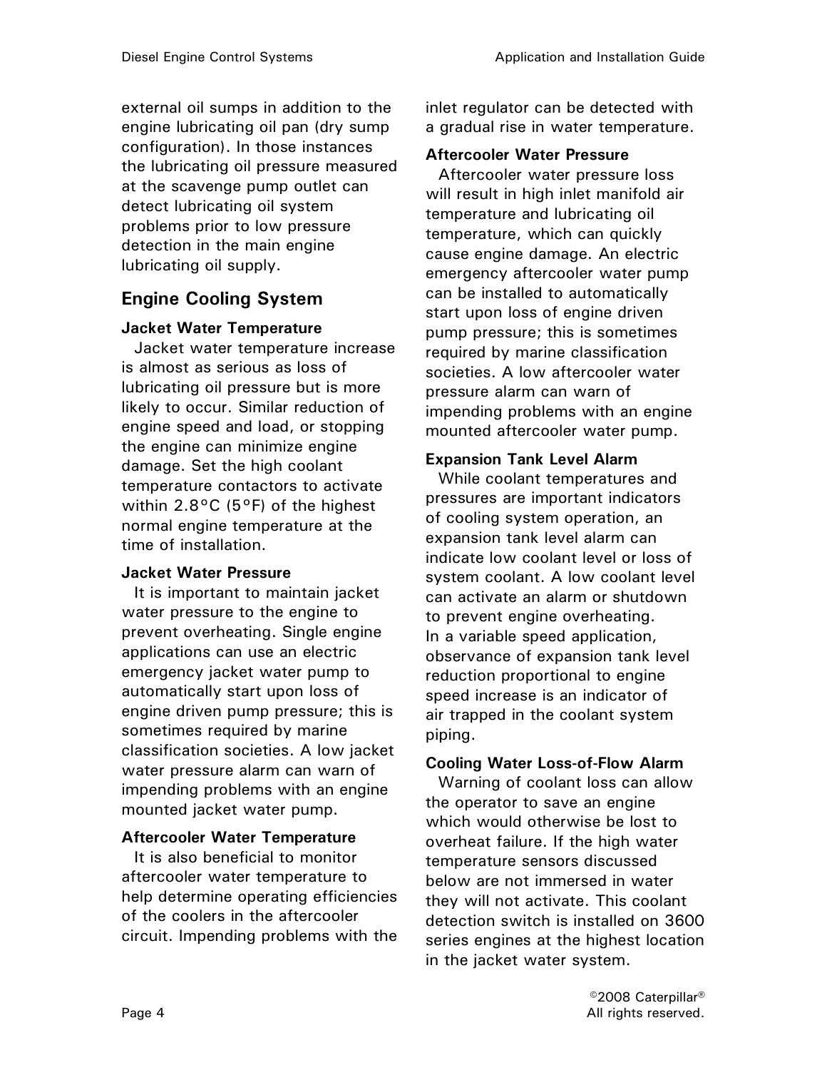external oil sumps in addition to the engine lubricating oil pan (dry sump configuration). In those instances the lubricating oil pressure measured at the scavenge pump outlet can detect lubricating oil system problems prior to low pressure detection in the main engine lubricating oil supply.

## Engine Cooling System

### Jacket Water Temperature

Jacket water temperature increase is almost as serious as loss of lubricating oil pressure but is more likely to occur. Similar reduction of engine speed and load, or stopping the engine can minimize engine damage. Set the high coolant temperature contactors to activate within 2.8°C (5°F) of the highest normal engine temperature at the time of installation.

### Jacket Water Pressure

It is important to maintain jacket water pressure to the engine to prevent overheating. Single engine applications can use an electric emergency jacket water pump to automatically start upon loss of engine driven pump pressure; this is sometimes required by marine classification societies. A low jacket water pressure alarm can warn of impending problems with an engine mounted jacket water pump.

### Aftercooler Water Temperature

It is also beneficial to monitor aftercooler water temperature to help determine operating efficiencies of the coolers in the aftercooler circuit. Impending problems with the inlet regulator can be detected with a gradual rise in water temperature.

### Aftercooler Water Pressure

Aftercooler water pressure loss will result in high inlet manifold air temperature and lubricating oil temperature, which can quickly cause engine damage. An electric emergency aftercooler water pump can be installed to automatically start upon loss of engine driven pump pressure; this is sometimes required by marine classification societies. A low aftercooler water pressure alarm can warn of impending problems with an engine mounted aftercooler water pump.

### Expansion Tank Level Alarm

While coolant temperatures and pressures are important indicators of cooling system operation, an expansion tank level alarm can indicate low coolant level or loss of system coolant. A low coolant level can activate an alarm or shutdown to prevent engine overheating. In a variable speed application, observance of expansion tank level reduction proportional to engine speed increase is an indicator of air trapped in the coolant system piping.

### Cooling Water Loss-of-Flow Alarm

Warning of coolant loss can allow the operator to save an engine which would otherwise be lost to overheat failure. If the high water temperature sensors discussed below are not immersed in water they will not activate. This coolant detection switch is installed on 3600 series engines at the highest location in the jacket water system.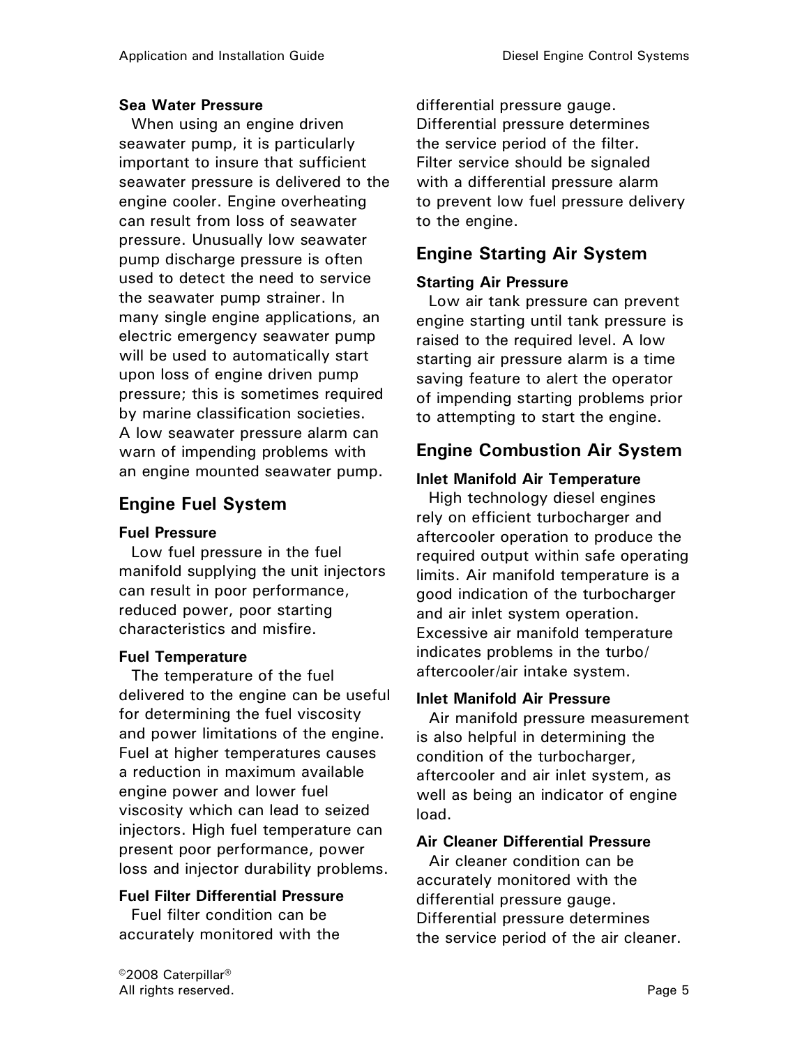**Sea Water Pressure**

When using an engine driven seawater pump, it is particularly important to insure that sufficient seawater pressure is delivered to the engine cooler. Engine overheating can result from loss of seawater pressure. Unusually low seawater pump discharge pressure is often used to detect the need to service the seawater pump strainer. In many single engine applications, an electric emergency seawater pump will be used to automatically start upon loss of engine driven pump pressure; this is sometimes required by marine classification societies. A low seawater pressure alarm can warn of impending problems with an engine mounted seawater pump.

## Engine Fuel System

**Fuel Pressure**

Low fuel pressure in the fuel manifold supplying the unit injectors can result in poor performance, reduced power, poor starting characteristics and misfire.

**Fuel Temperature**

The temperature of the fuel delivered to the engine can be useful for determining the fuel viscosity and power limitations of the engine. Fuel at higher temperatures causes a reduction in maximum available engine power and lower fuel viscosity which can lead to seized injectors. High fuel temperature can present poor performance, power loss and injector durability problems.

**Fuel Filter Differential Pressure**

Fuel filter condition can be accurately monitored with the differential pressure gauge. Differential pressure determines the service period of the filter. Filter service should be signaled with a differential pressure alarm to prevent low fuel pressure delivery to the engine.

## Engine Starting Air System

**Starting Air Pressure**

Low air tank pressure can prevent engine starting until tank pressure is raised to the required level. A low starting air pressure alarm is a time saving feature to alert the operator of impending starting problems prior to attempting to start the engine.

## Engine Combustion Air System

**Inlet Manifold Air Temperature**

High technology diesel engines rely on efficient turbocharger and aftercooler operation to produce the required output within safe operating limits. Air manifold temperature is a good indication of the turbocharger and air inlet system operation. Excessive air manifold temperature indicates problems in the turbo/aftercooler/air intake system.

**Inlet Manifold Air Pressure**

Air manifold pressure measurement is also helpful in determining the condition of the turbocharger, aftercooler and air inlet system, as well as being an indicator of engine load.

**Air Cleaner Differential Pressure**

Air cleaner condition can be accurately monitored with the differential pressure gauge. Differential pressure determines the service period of the air cleaner.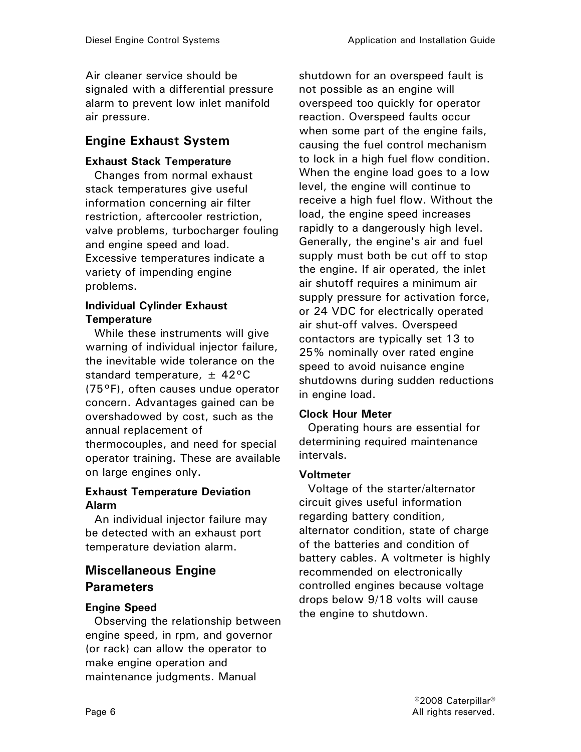Air cleaner service should be signaled with a differential pressure alarm to prevent low inlet manifold air pressure.

## Engine Exhaust System

### Exhaust Stack Temperature

Changes from normal exhaust stack temperatures give useful information concerning air filter restriction, aftercooler restriction, valve problems, turbocharger fouling and engine speed and load. Excessive temperatures indicate a variety of impending engine problems.

### Individual Cylinder Exhaust Temperature

While these instruments will give warning of individual injector failure, the inevitable wide tolerance on the standard temperature, ± 42°C (75°F), often causes undue operator concern. Advantages gained can be overshadowed by cost, such as the annual replacement of thermocouples, and need for special operator training. These are available on large engines only.

### Exhaust Temperature Deviation Alarm

An individual injector failure may be detected with an exhaust port temperature deviation alarm.

## Miscellaneous Engine Parameters

### Engine Speed

Observing the relationship between engine speed, in rpm, and governor (or rack) can allow the operator to make engine operation and maintenance judgments. Manual shutdown for an overspeed fault is not possible as an engine will overspeed too quickly for operator reaction. Overspeed faults occur when some part of the engine fails, causing the fuel control mechanism to lock in a high fuel flow condition. When the engine load goes to a low level, the engine will continue to receive a high fuel flow. Without the load, the engine speed increases rapidly to a dangerously high level. Generally, the engine's air and fuel supply must both be cut off to stop the engine. If air operated, the inlet air shutoff requires a minimum air supply pressure for activation force, or 24 VDC for electrically operated air shut-off valves. Overspeed contactors are typically set 13 to 25% nominally over rated engine speed to avoid nuisance engine shutdowns during sudden reductions in engine load.

### Clock Hour Meter

Operating hours are essential for determining required maintenance intervals.

### Voltmeter

Voltage of the starter/alternator circuit gives useful information regarding battery condition, alternator condition, state of charge of the batteries and condition of battery cables. A voltmeter is highly recommended on electronically controlled engines because voltage drops below 9/18 volts will cause the engine to shutdown.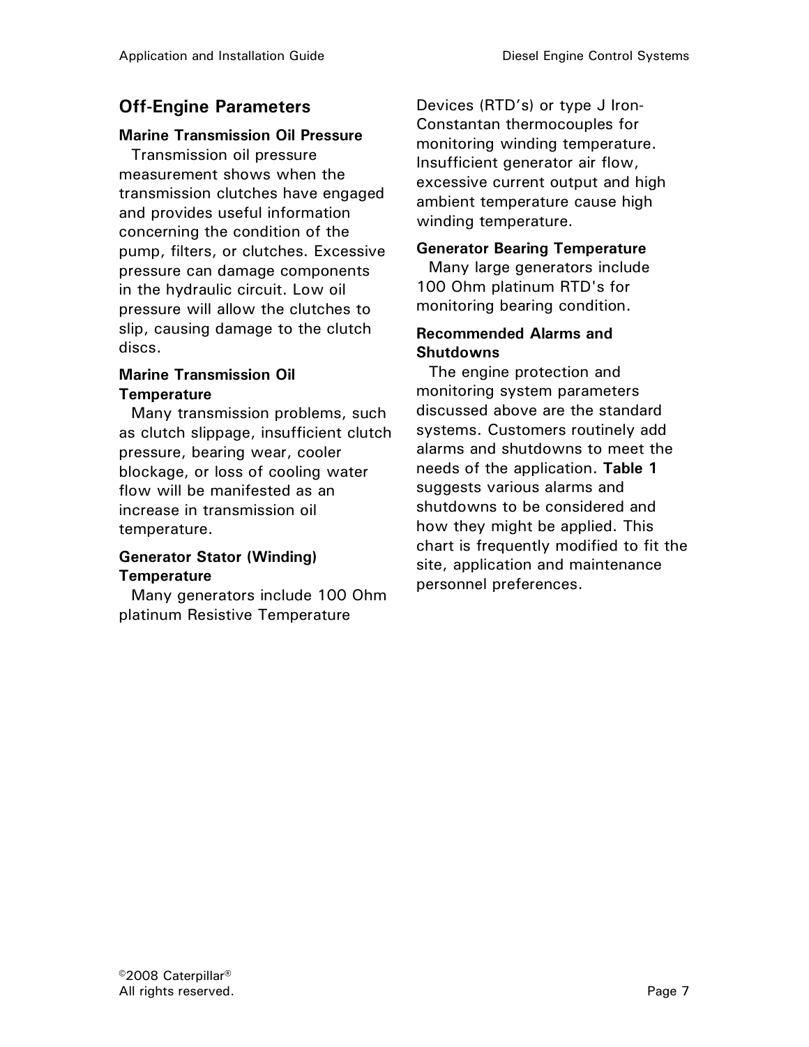## Off-Engine Parameters

### Marine Transmission Oil Pressure

Transmission oil pressure measurement shows when the transmission clutches have engaged and provides useful information concerning the condition of the pump, filters, or clutches. Excessive pressure can damage components in the hydraulic circuit. Low oil pressure will allow the clutches to slip, causing damage to the clutch discs.

### Marine Transmission Oil Temperature

Many transmission problems, such as clutch slippage, insufficient clutch pressure, bearing wear, cooler blockage, or loss of cooling water flow will be manifested as an increase in transmission oil temperature.

### Generator Stator (Winding) Temperature

Many generators include 100 Ohm platinum Resistive Temperature Devices (RTD's) or type J Iron-Constantan thermocouples for monitoring winding temperature. Insufficient generator air flow, excessive current output and high ambient temperature cause high winding temperature.

### Generator Bearing Temperature

Many large generators include 100 Ohm platinum RTD's for monitoring bearing condition.

### Recommended Alarms and Shutdowns

The engine protection and monitoring system parameters discussed above are the standard systems. Customers routinely add alarms and shutdowns to meet the needs of the application. **Table 1** suggests various alarms and shutdowns to be considered and how they might be applied. This chart is frequently modified to fit the site, application and maintenance personnel preferences.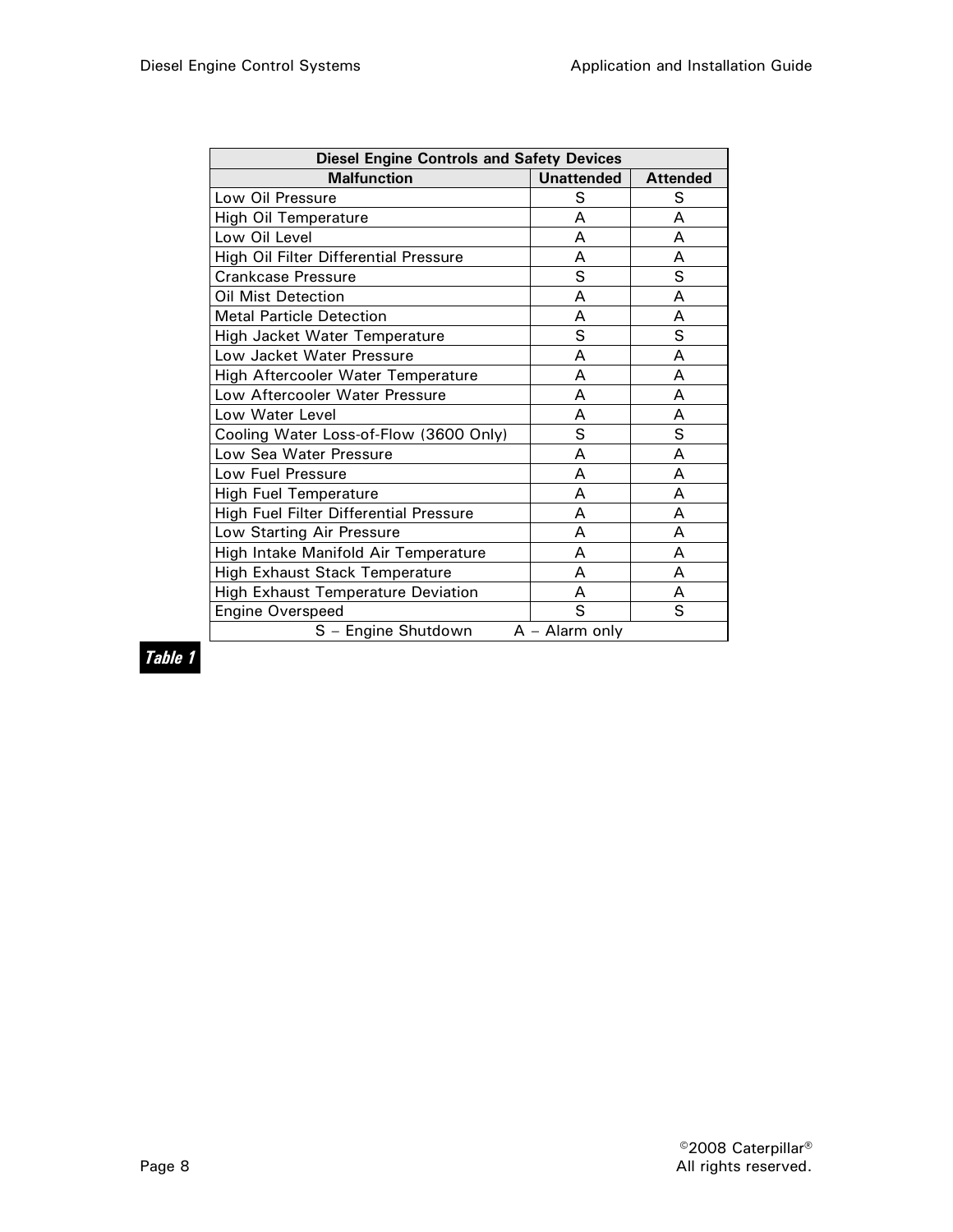| Diesel Engine Controls and Safety Devices | | |
|---|---|---|
| **Malfunction** | **Unattended** | **Attended** |
| Low Oil Pressure | S | S |
| High Oil Temperature | A | A |
| Low Oil Level | A | A |
| High Oil Filter Differential Pressure | A | A |
| Crankcase Pressure | S | S |
| Oil Mist Detection | A | A |
| Metal Particle Detection | A | A |
| High Jacket Water Temperature | S | S |
| Low Jacket Water Pressure | A | A |
| High Aftercooler Water Temperature | A | A |
| Low Aftercooler Water Pressure | A | A |
| Low Water Level | A | A |
| Cooling Water Loss-of-Flow (3600 Only) | S | S |
| Low Sea Water Pressure | A | A |
| Low Fuel Pressure | A | A |
| High Fuel Temperature | A | A |
| High Fuel Filter Differential Pressure | A | A |
| Low Starting Air Pressure | A | A |
| High Intake Manifold Air Temperature | A | A |
| High Exhaust Stack Temperature | A | A |
| High Exhaust Temperature Deviation | A | A |
| Engine Overspeed | S | S |
| S – Engine Shutdown A – Alarm only | | |

***Table 1***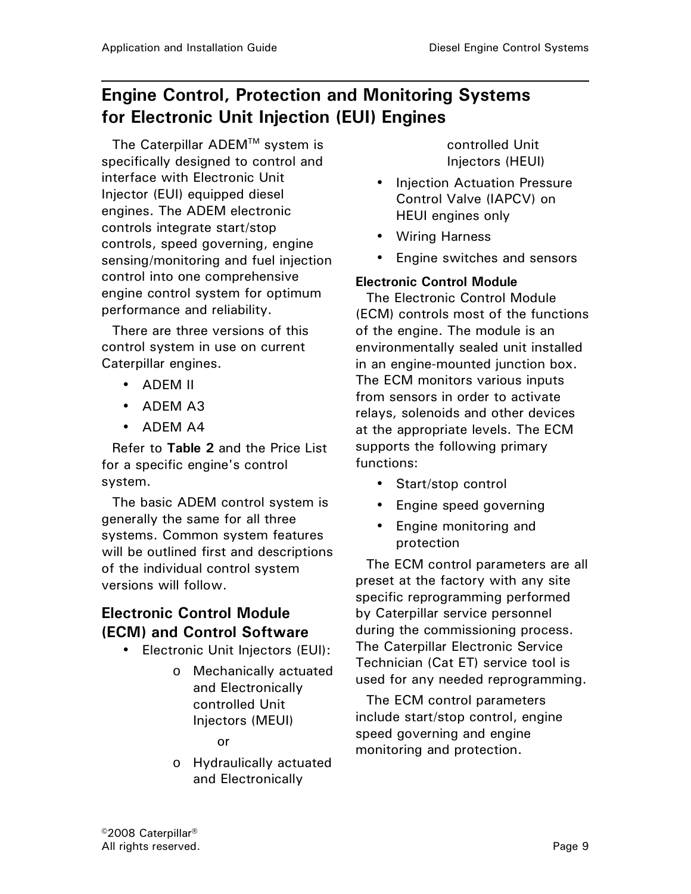## Engine Control, Protection and Monitoring Systems for Electronic Unit Injection (EUI) Engines

The Caterpillar ADEM™ system is specifically designed to control and interface with Electronic Unit Injector (EUI) equipped diesel engines. The ADEM electronic controls integrate start/stop controls, speed governing, engine sensing/monitoring and fuel injection control into one comprehensive engine control system for optimum performance and reliability.

There are three versions of this control system in use on current Caterpillar engines.

- ADEM II
- ADEM A3
- ADEM A4

Refer to **Table 2** and the Price List for a specific engine's control system.

The basic ADEM control system is generally the same for all three systems. Common system features will be outlined first and descriptions of the individual control system versions will follow.

### Electronic Control Module (ECM) and Control Software

- Electronic Unit Injectors (EUI):
  - Mechanically actuated and Electronically controlled Unit Injectors (MEUI)

    or
  - Hydraulically actuated and Electronically controlled Unit Injectors (HEUI)
- Injection Actuation Pressure Control Valve (IAPCV) on HEUI engines only
- Wiring Harness
- Engine switches and sensors

#### Electronic Control Module

The Electronic Control Module (ECM) controls most of the functions of the engine. The module is an environmentally sealed unit installed in an engine-mounted junction box. The ECM monitors various inputs from sensors in order to activate relays, solenoids and other devices at the appropriate levels. The ECM supports the following primary functions:

- Start/stop control
- Engine speed governing
- Engine monitoring and protection

The ECM control parameters are all preset at the factory with any site specific reprogramming performed by Caterpillar service personnel during the commissioning process. The Caterpillar Electronic Service Technician (Cat ET) service tool is used for any needed reprogramming.

The ECM control parameters include start/stop control, engine speed governing and engine monitoring and protection.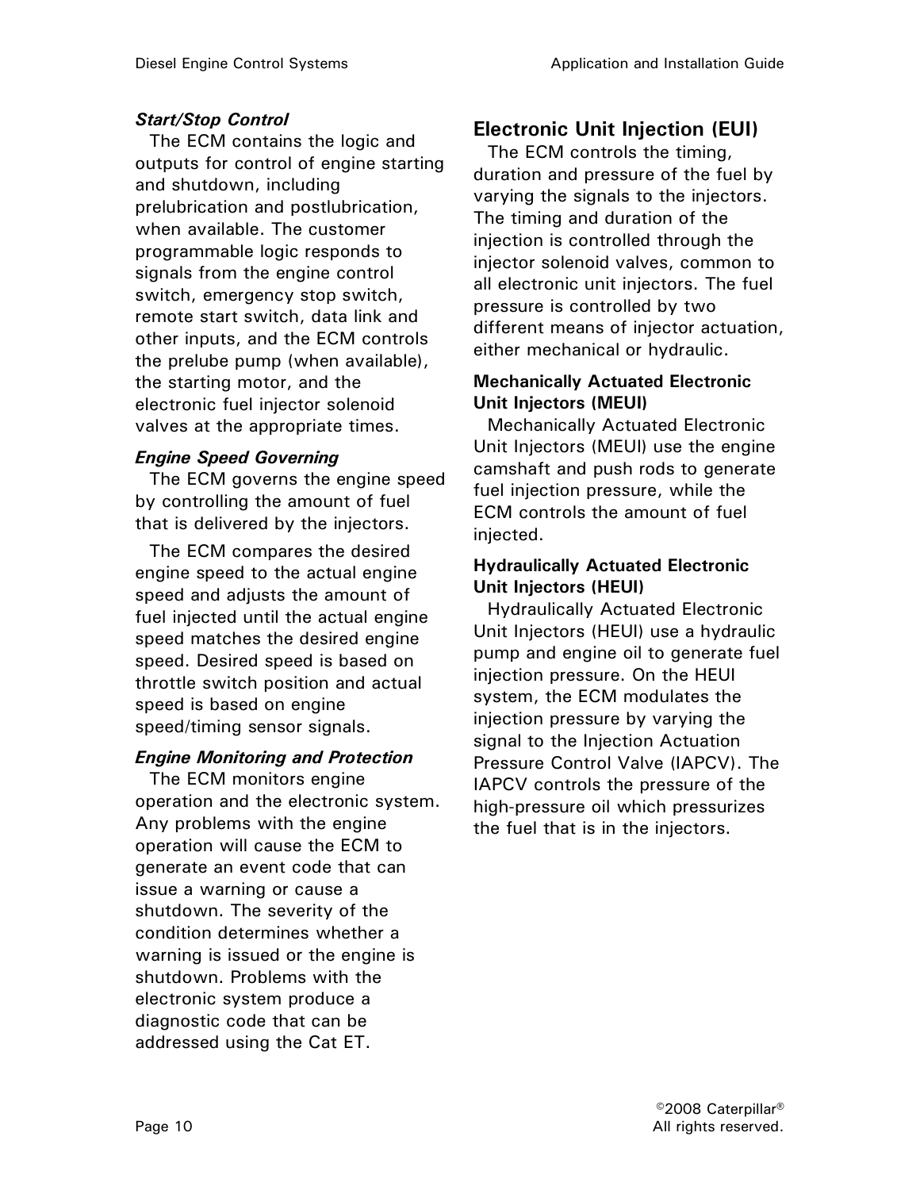***Start/Stop Control***

The ECM contains the logic and outputs for control of engine starting and shutdown, including prelubrication and postlubrication, when available. The customer programmable logic responds to signals from the engine control switch, emergency stop switch, remote start switch, data link and other inputs, and the ECM controls the prelube pump (when available), the starting motor, and the electronic fuel injector solenoid valves at the appropriate times.

***Engine Speed Governing***

The ECM governs the engine speed by controlling the amount of fuel that is delivered by the injectors.

The ECM compares the desired engine speed to the actual engine speed and adjusts the amount of fuel injected until the actual engine speed matches the desired engine speed. Desired speed is based on throttle switch position and actual speed is based on engine speed/timing sensor signals.

***Engine Monitoring and Protection***

The ECM monitors engine operation and the electronic system. Any problems with the engine operation will cause the ECM to generate an event code that can issue a warning or cause a shutdown. The severity of the condition determines whether a warning is issued or the engine is shutdown. Problems with the electronic system produce a diagnostic code that can be addressed using the Cat ET.

## Electronic Unit Injection (EUI)

The ECM controls the timing, duration and pressure of the fuel by varying the signals to the injectors. The timing and duration of the injection is controlled through the injector solenoid valves, common to all electronic unit injectors. The fuel pressure is controlled by two different means of injector actuation, either mechanical or hydraulic.

### Mechanically Actuated Electronic Unit Injectors (MEUI)

Mechanically Actuated Electronic Unit Injectors (MEUI) use the engine camshaft and push rods to generate fuel injection pressure, while the ECM controls the amount of fuel injected.

### Hydraulically Actuated Electronic Unit Injectors (HEUI)

Hydraulically Actuated Electronic Unit Injectors (HEUI) use a hydraulic pump and engine oil to generate fuel injection pressure. On the HEUI system, the ECM modulates the injection pressure by varying the signal to the Injection Actuation Pressure Control Valve (IAPCV). The IAPCV controls the pressure of the high-pressure oil which pressurizes the fuel that is in the injectors.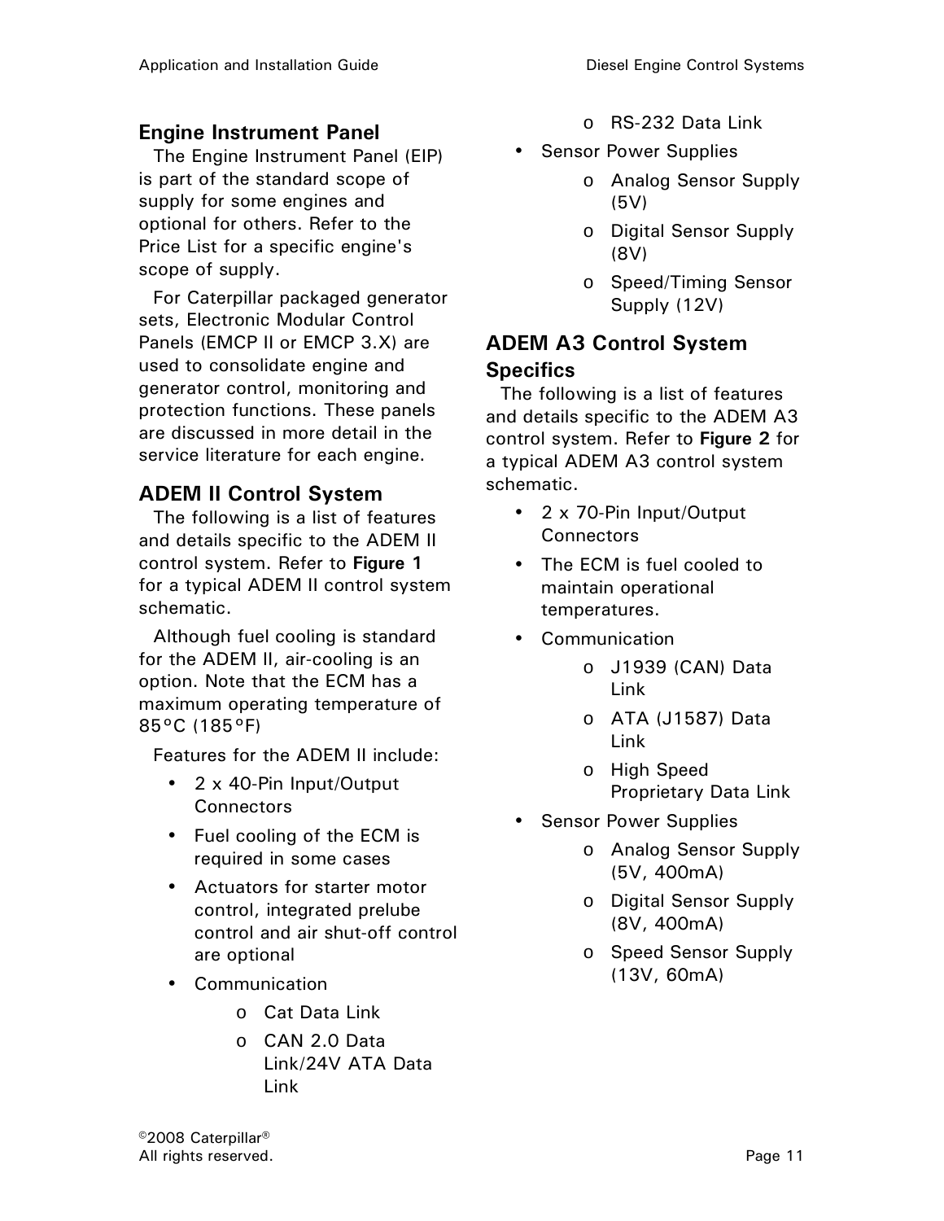## Engine Instrument Panel

The Engine Instrument Panel (EIP) is part of the standard scope of supply for some engines and optional for others. Refer to the Price List for a specific engine's scope of supply.

For Caterpillar packaged generator sets, Electronic Modular Control Panels (EMCP II or EMCP 3.X) are used to consolidate engine and generator control, monitoring and protection functions. These panels are discussed in more detail in the service literature for each engine.

## ADEM II Control System

The following is a list of features and details specific to the ADEM II control system. Refer to **Figure 1** for a typical ADEM II control system schematic.

Although fuel cooling is standard for the ADEM II, air-cooling is an option. Note that the ECM has a maximum operating temperature of 85°C (185°F)

Features for the ADEM II include:

- 2 x 40-Pin Input/Output Connectors
- Fuel cooling of the ECM is required in some cases
- Actuators for starter motor control, integrated prelube control and air shut-off control are optional
- Communication
    - Cat Data Link
    - CAN 2.0 Data Link/24V ATA Data Link
    - RS-232 Data Link
- Sensor Power Supplies
    - Analog Sensor Supply (5V)
    - Digital Sensor Supply (8V)
    - Speed/Timing Sensor Supply (12V)

## ADEM A3 Control System Specifics

The following is a list of features and details specific to the ADEM A3 control system. Refer to **Figure 2** for a typical ADEM A3 control system schematic.

- 2 x 70-Pin Input/Output Connectors
- The ECM is fuel cooled to maintain operational temperatures.
- Communication
    - J1939 (CAN) Data Link
    - ATA (J1587) Data Link
    - High Speed Proprietary Data Link
- Sensor Power Supplies
    - Analog Sensor Supply (5V, 400mA)
    - Digital Sensor Supply (8V, 400mA)
    - Speed Sensor Supply (13V, 60mA)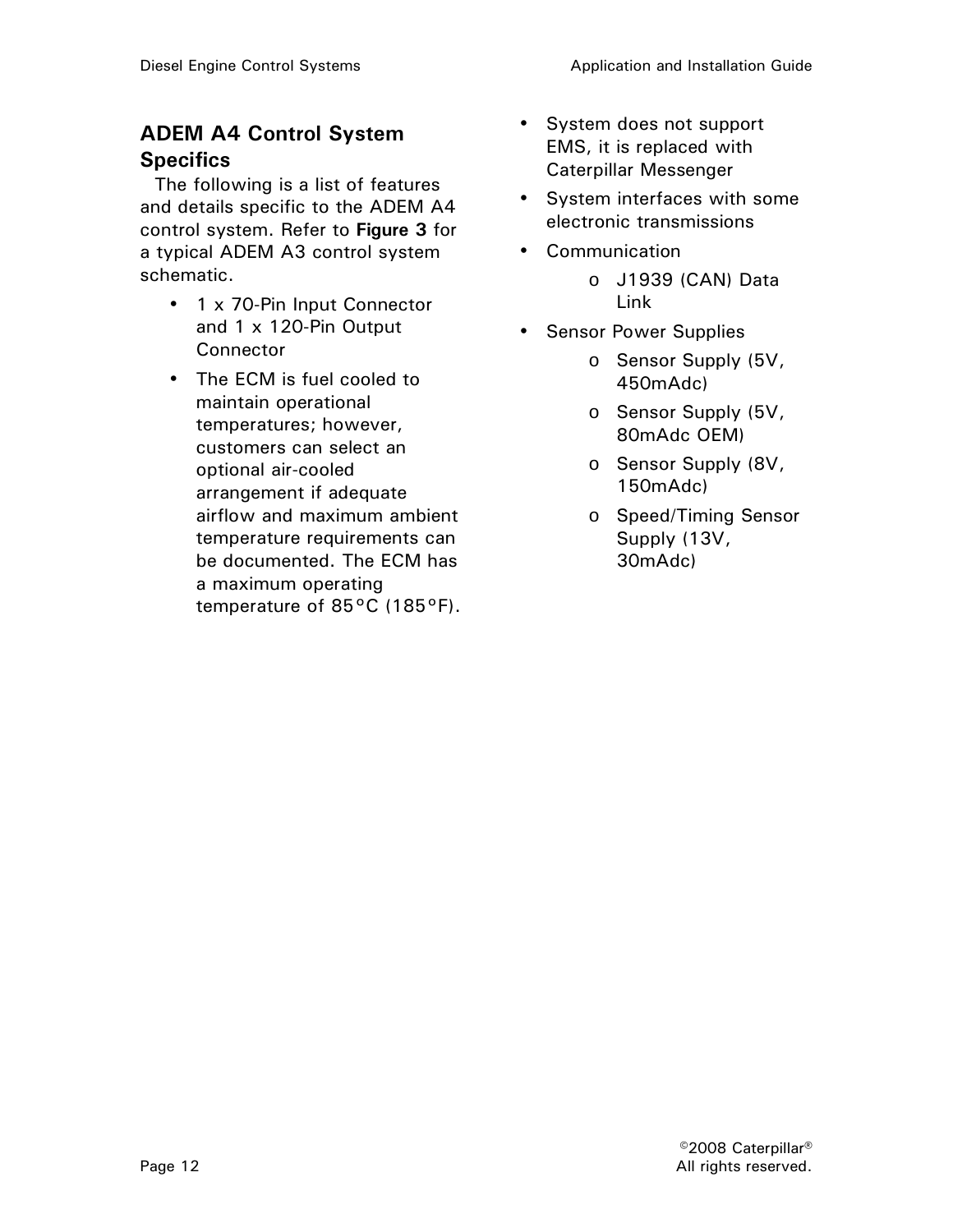## ADEM A4 Control System Specifics

The following is a list of features and details specific to the ADEM A4 control system. Refer to **Figure 3** for a typical ADEM A3 control system schematic.

- 1 x 70-Pin Input Connector and 1 x 120-Pin Output Connector
- The ECM is fuel cooled to maintain operational temperatures; however, customers can select an optional air-cooled arrangement if adequate airflow and maximum ambient temperature requirements can be documented. The ECM has a maximum operating temperature of 85°C (185°F).
- System does not support EMS, it is replaced with Caterpillar Messenger
- System interfaces with some electronic transmissions
- Communication
  - J1939 (CAN) Data Link
- Sensor Power Supplies
  - Sensor Supply (5V, 450mAdc)
  - Sensor Supply (5V, 80mAdc OEM)
  - Sensor Supply (8V, 150mAdc)
  - Speed/Timing Sensor Supply (13V, 30mAdc)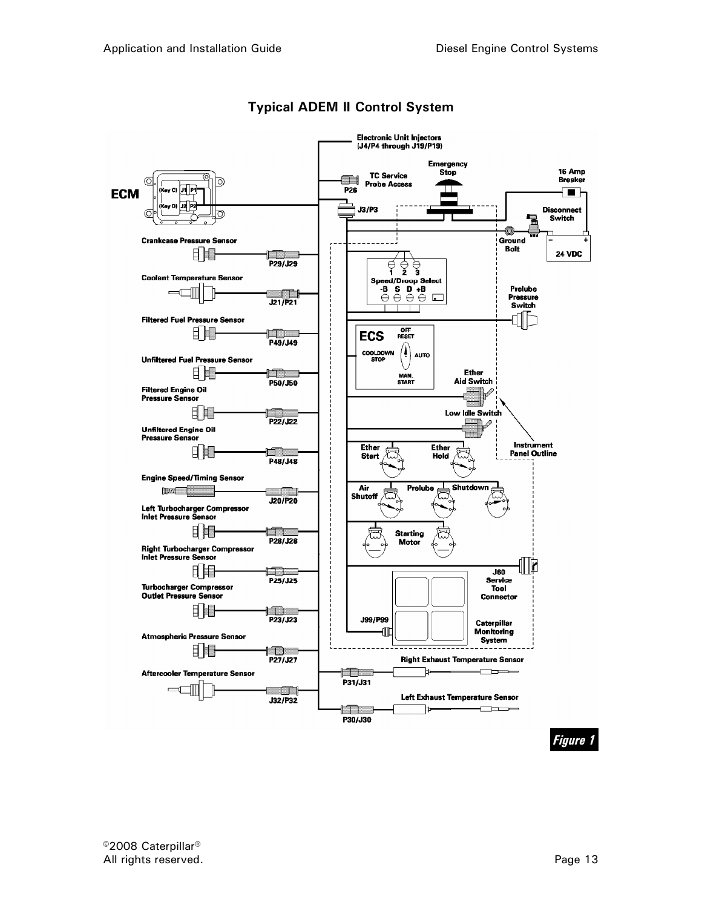## Typical ADEM II Control System

*Figure 1*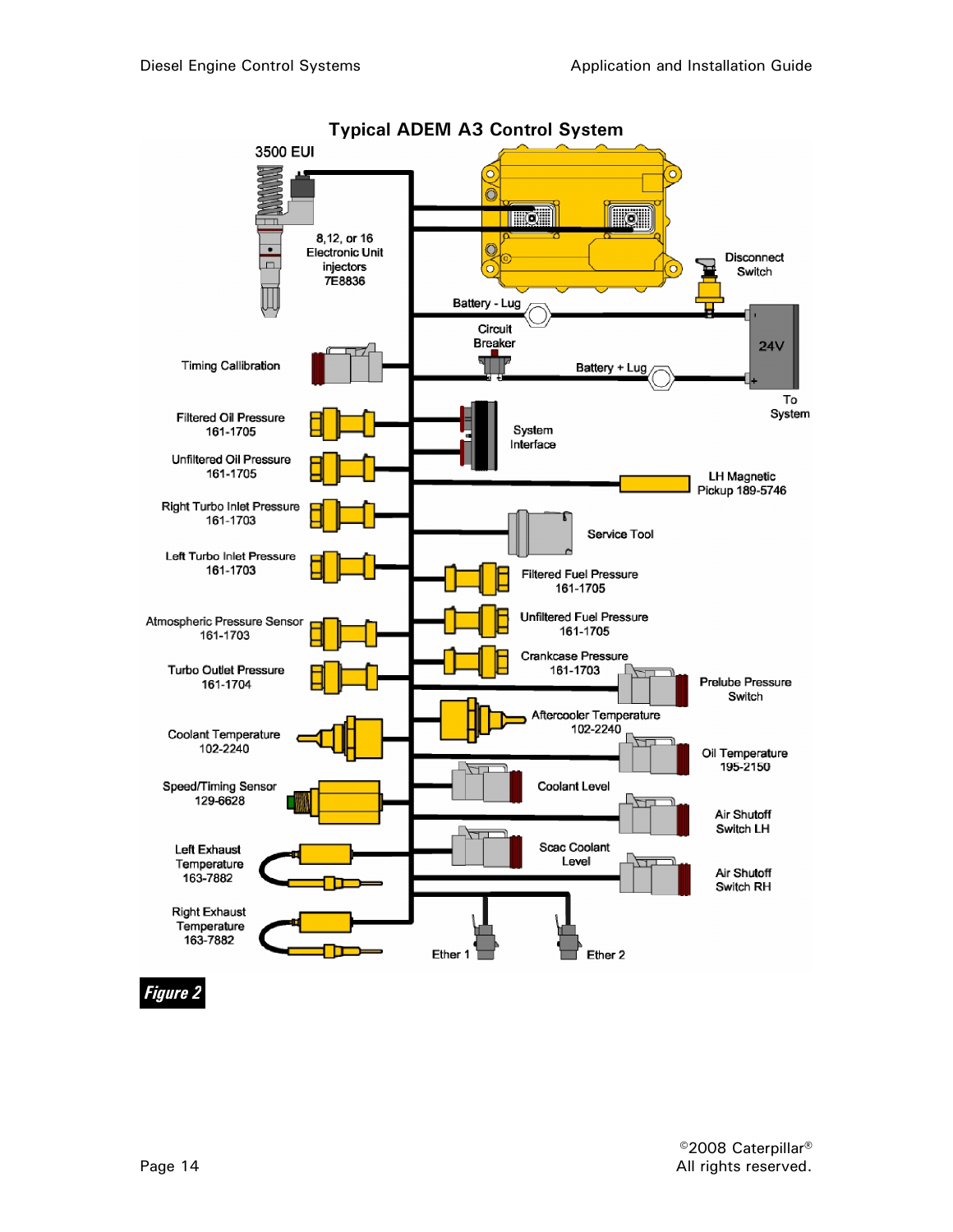## Typical ADEM A3 Control System

3500 EUI

8,12, or 16 Electronic Unit injectors 7E8836

Disconnect Switch

Battery - Lug

Circuit Breaker

24V

Battery + Lug

To System

Timing Callibration

Filtered Oil Pressure 161-1705

System Interface

Unfiltered Oil Pressure 161-1705

LH Magnetic Pickup 189-5746

Right Turbo Inlet Pressure 161-1703

Service Tool

Left Turbo Inlet Pressure 161-1703

Filtered Fuel Pressure 161-1705

Atmospheric Pressure Sensor 161-1703

Unfiltered Fuel Pressure 161-1705

Crankcase Pressure 161-1703

Turbo Outlet Pressure 161-1704

Prelube Pressure Switch

Aftercooler Temperature 102-2240

Coolant Temperature 102-2240

Oil Temperature 195-2150

Speed/Timing Sensor 129-6628

Coolant Level

Air Shutoff Switch LH

Left Exhaust Temperature 163-7882

Scac Coolant Level

Air Shutoff Switch RH

Right Exhaust Temperature 163-7882

Ether 1

Ether 2

***Figure 2***

©2008 Caterpillar®
All rights reserved.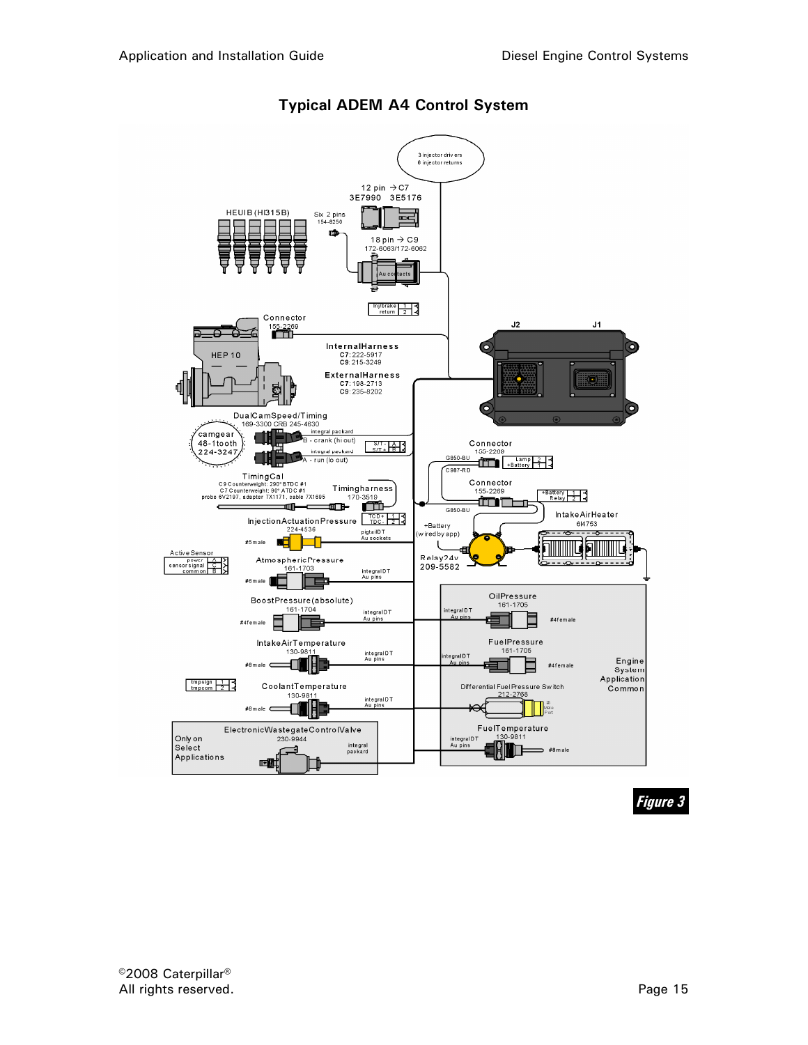## Typical ADEM A4 Control System

Figure 3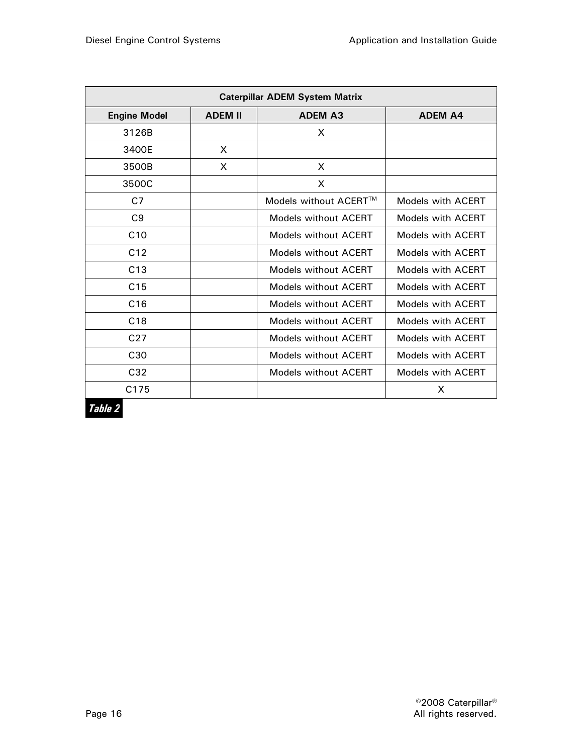| Caterpillar ADEM System Matrix | | | |
|---|---|---|---|
| **Engine Model** | **ADEM II** | **ADEM A3** | **ADEM A4** |
| 3126B | | X | |
| 3400E | X | | |
| 3500B | X | X | |
| 3500C | | X | |
| C7 | | Models without ACERT™ | Models with ACERT |
| C9 | | Models without ACERT | Models with ACERT |
| C10 | | Models without ACERT | Models with ACERT |
| C12 | | Models without ACERT | Models with ACERT |
| C13 | | Models without ACERT | Models with ACERT |
| C15 | | Models without ACERT | Models with ACERT |
| C16 | | Models without ACERT | Models with ACERT |
| C18 | | Models without ACERT | Models with ACERT |
| C27 | | Models without ACERT | Models with ACERT |
| C30 | | Models without ACERT | Models with ACERT |
| C32 | | Models without ACERT | Models with ACERT |
| C175 | | | X |

**Table 2**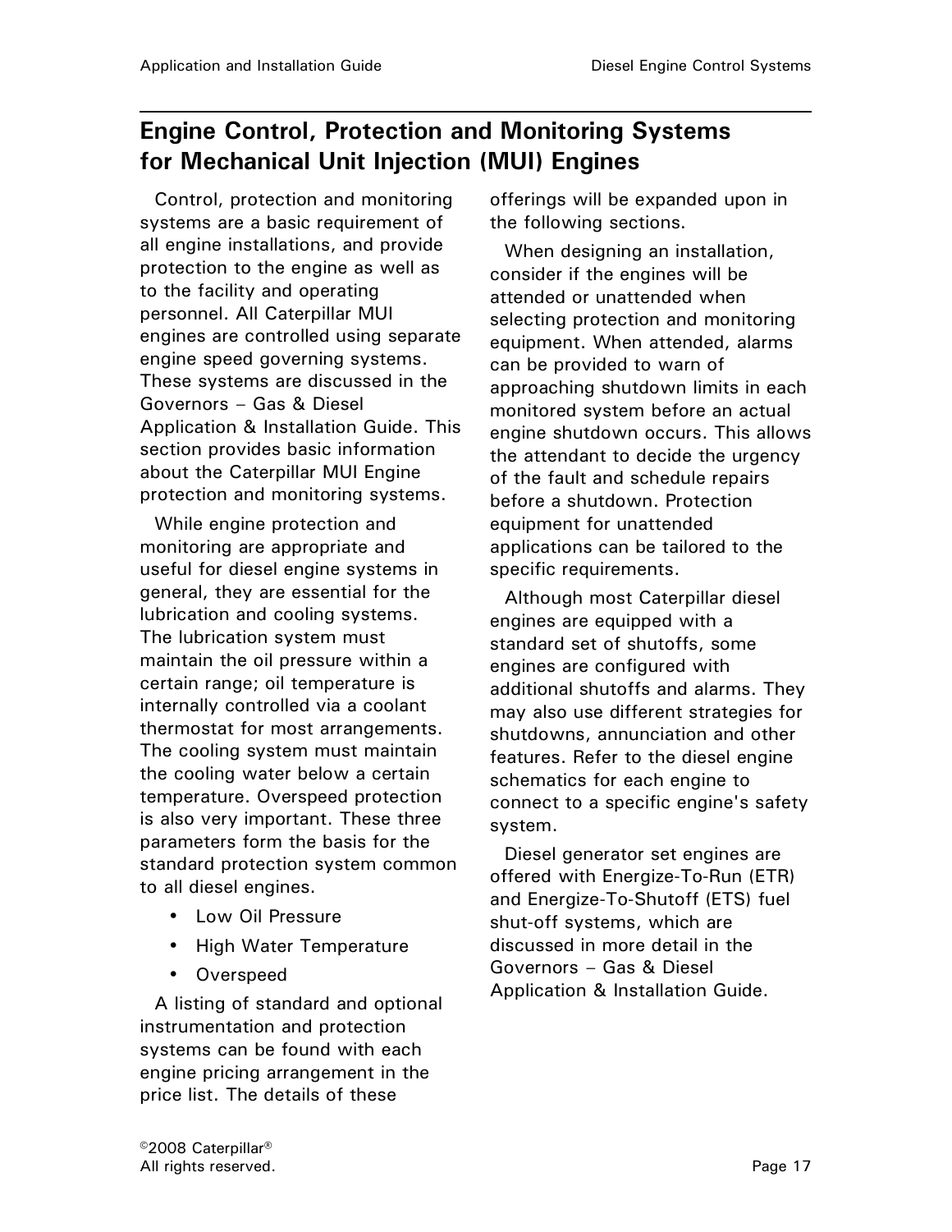## Engine Control, Protection and Monitoring Systems for Mechanical Unit Injection (MUI) Engines

Control, protection and monitoring systems are a basic requirement of all engine installations, and provide protection to the engine as well as to the facility and operating personnel. All Caterpillar MUI engines are controlled using separate engine speed governing systems. These systems are discussed in the Governors – Gas & Diesel Application & Installation Guide. This section provides basic information about the Caterpillar MUI Engine protection and monitoring systems.

While engine protection and monitoring are appropriate and useful for diesel engine systems in general, they are essential for the lubrication and cooling systems. The lubrication system must maintain the oil pressure within a certain range; oil temperature is internally controlled via a coolant thermostat for most arrangements. The cooling system must maintain the cooling water below a certain temperature. Overspeed protection is also very important. These three parameters form the basis for the standard protection system common to all diesel engines.

- Low Oil Pressure
- High Water Temperature
- Overspeed

A listing of standard and optional instrumentation and protection systems can be found with each engine pricing arrangement in the price list. The details of these offerings will be expanded upon in the following sections.

When designing an installation, consider if the engines will be attended or unattended when selecting protection and monitoring equipment. When attended, alarms can be provided to warn of approaching shutdown limits in each monitored system before an actual engine shutdown occurs. This allows the attendant to decide the urgency of the fault and schedule repairs before a shutdown. Protection equipment for unattended applications can be tailored to the specific requirements.

Although most Caterpillar diesel engines are equipped with a standard set of shutoffs, some engines are configured with additional shutoffs and alarms. They may also use different strategies for shutdowns, annunciation and other features. Refer to the diesel engine schematics for each engine to connect to a specific engine's safety system.

Diesel generator set engines are offered with Energize-To-Run (ETR) and Energize-To-Shutoff (ETS) fuel shut-off systems, which are discussed in more detail in the Governors – Gas & Diesel Application & Installation Guide.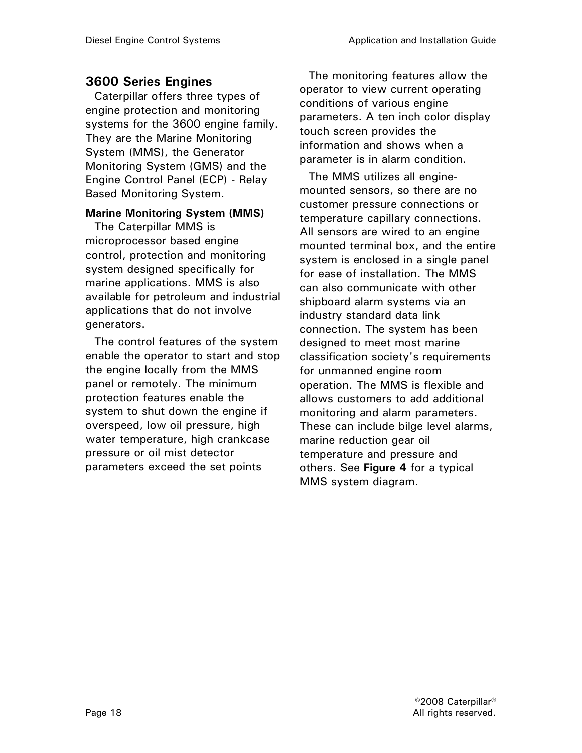## 3600 Series Engines

Caterpillar offers three types of engine protection and monitoring systems for the 3600 engine family. They are the Marine Monitoring System (MMS), the Generator Monitoring System (GMS) and the Engine Control Panel (ECP) - Relay Based Monitoring System.

### Marine Monitoring System (MMS)

The Caterpillar MMS is microprocessor based engine control, protection and monitoring system designed specifically for marine applications. MMS is also available for petroleum and industrial applications that do not involve generators.

The control features of the system enable the operator to start and stop the engine locally from the MMS panel or remotely. The minimum protection features enable the system to shut down the engine if overspeed, low oil pressure, high water temperature, high crankcase pressure or oil mist detector parameters exceed the set points

The monitoring features allow the operator to view current operating conditions of various engine parameters. A ten inch color display touch screen provides the information and shows when a parameter is in alarm condition.

The MMS utilizes all engine-mounted sensors, so there are no customer pressure connections or temperature capillary connections. All sensors are wired to an engine mounted terminal box, and the entire system is enclosed in a single panel for ease of installation. The MMS can also communicate with other shipboard alarm systems via an industry standard data link connection. The system has been designed to meet most marine classification society's requirements for unmanned engine room operation. The MMS is flexible and allows customers to add additional monitoring and alarm parameters. These can include bilge level alarms, marine reduction gear oil temperature and pressure and others. See **Figure 4** for a typical MMS system diagram.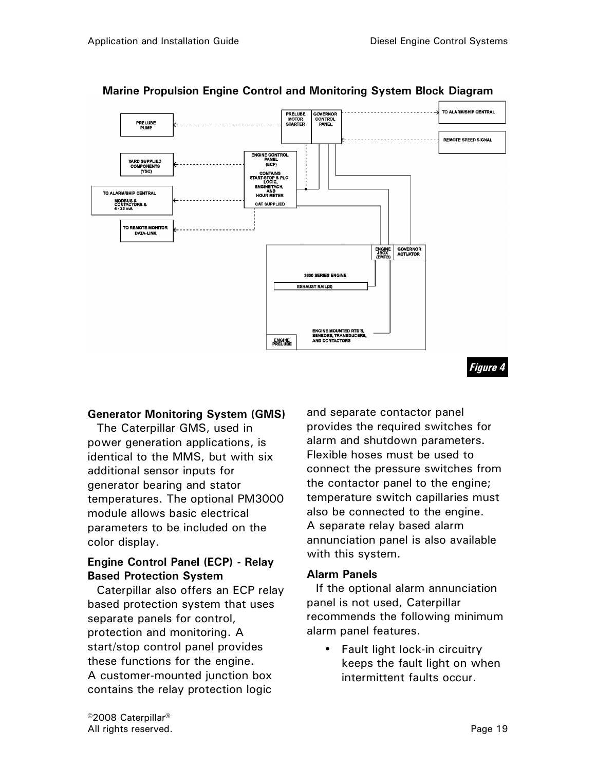**Marine Propulsion Engine Control and Monitoring System Block Diagram**

PRELUBE PUMP

YARD SUPPLIED COMPONENTS (YSC)

TO ALARM/SHIP CENTRAL
MODBUS & CONTACTORS & 4 - 20 mA

TO REMOTE MONITOR DATA-LINK

PRELUBE MOTOR STARTER

GOVERNOR CONTROL PANEL

TO ALARM/SHIP CENTRAL

REMOTE SPEED SIGNAL

ENGINE CONTROL PANEL (ECP)
CONTAINS START-STOP & PLC LOGIC, ENGINE TACH, AND HOUR METER
CAT SUPPLIED

ENGINE JBOX (EMTB)

GOVERNOR ACTUATOR

3600 SERIES ENGINE

EXHAUST RAIL(S)

ENGINE MOUNTED RTD'S, SENSORS, TRANSDUCERS, AND CONTACTORS

ENGINE PRELUBE

*Figure 4*

### Generator Monitoring System (GMS)

The Caterpillar GMS, used in power generation applications, is identical to the MMS, but with six additional sensor inputs for generator bearing and stator temperatures. The optional PM3000 module allows basic electrical parameters to be included on the color display.

### Engine Control Panel (ECP) - Relay Based Protection System

Caterpillar also offers an ECP relay based protection system that uses separate panels for control, protection and monitoring. A start/stop control panel provides these functions for the engine. A customer-mounted junction box contains the relay protection logic and separate contactor panel provides the required switches for alarm and shutdown parameters. Flexible hoses must be used to connect the pressure switches from the contactor panel to the engine; temperature switch capillaries must also be connected to the engine. A separate relay based alarm annunciation panel is also available with this system.

### Alarm Panels

If the optional alarm annunciation panel is not used, Caterpillar recommends the following minimum alarm panel features.

- Fault light lock-in circuitry keeps the fault light on when intermittent faults occur.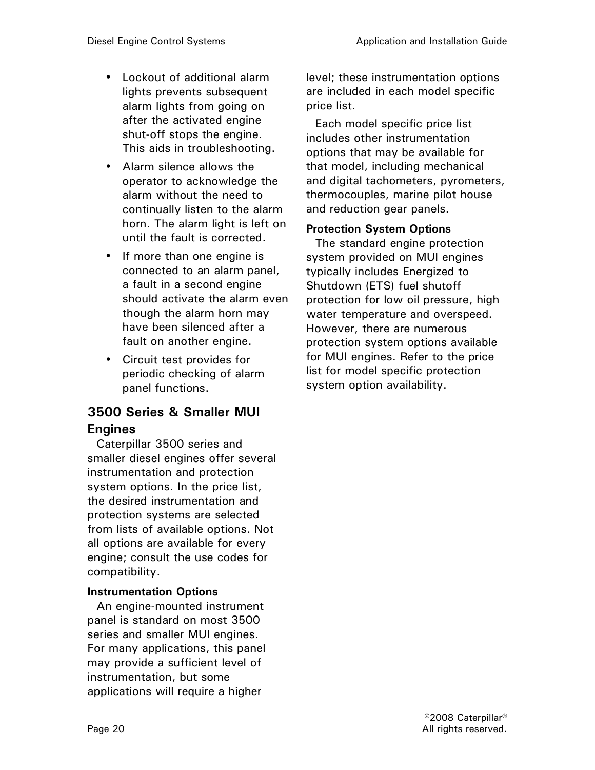- Lockout of additional alarm lights prevents subsequent alarm lights from going on after the activated engine shut-off stops the engine. This aids in troubleshooting.
- Alarm silence allows the operator to acknowledge the alarm without the need to continually listen to the alarm horn. The alarm light is left on until the fault is corrected.
- If more than one engine is connected to an alarm panel, a fault in a second engine should activate the alarm even though the alarm horn may have been silenced after a fault on another engine.
- Circuit test provides for periodic checking of alarm panel functions.

## 3500 Series & Smaller MUI Engines

Caterpillar 3500 series and smaller diesel engines offer several instrumentation and protection system options. In the price list, the desired instrumentation and protection systems are selected from lists of available options. Not all options are available for every engine; consult the use codes for compatibility.

### Instrumentation Options

An engine-mounted instrument panel is standard on most 3500 series and smaller MUI engines. For many applications, this panel may provide a sufficient level of instrumentation, but some applications will require a higher level; these instrumentation options are included in each model specific price list.

Each model specific price list includes other instrumentation options that may be available for that model, including mechanical and digital tachometers, pyrometers, thermocouples, marine pilot house and reduction gear panels.

### Protection System Options

The standard engine protection system provided on MUI engines typically includes Energized to Shutdown (ETS) fuel shutoff protection for low oil pressure, high water temperature and overspeed. However, there are numerous protection system options available for MUI engines. Refer to the price list for model specific protection system option availability.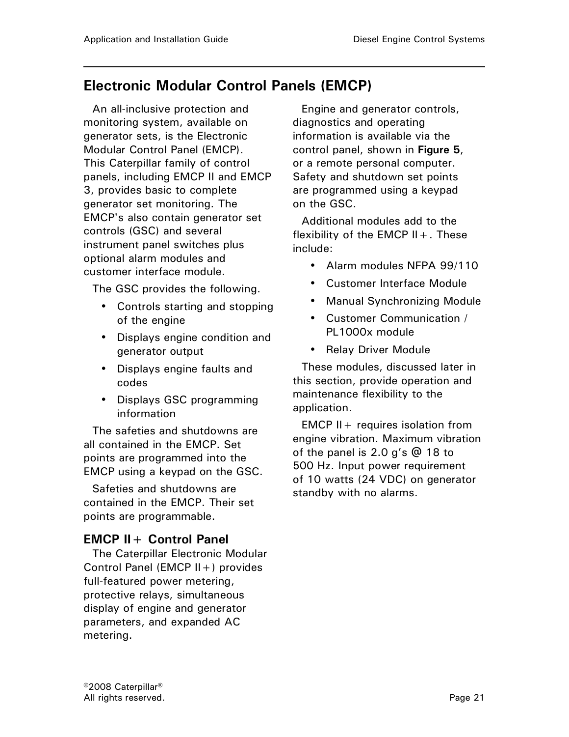## Electronic Modular Control Panels (EMCP)

An all-inclusive protection and monitoring system, available on generator sets, is the Electronic Modular Control Panel (EMCP). This Caterpillar family of control panels, including EMCP II and EMCP 3, provides basic to complete generator set monitoring. The EMCP's also contain generator set controls (GSC) and several instrument panel switches plus optional alarm modules and customer interface module.

The GSC provides the following.

- Controls starting and stopping of the engine
- Displays engine condition and generator output
- Displays engine faults and codes
- Displays GSC programming information

The safeties and shutdowns are all contained in the EMCP. Set points are programmed into the EMCP using a keypad on the GSC.

Safeties and shutdowns are contained in the EMCP. Their set points are programmable.

### EMCP II+ Control Panel

The Caterpillar Electronic Modular Control Panel (EMCP II+) provides full-featured power metering, protective relays, simultaneous display of engine and generator parameters, and expanded AC metering.

Engine and generator controls, diagnostics and operating information is available via the control panel, shown in **Figure 5**, or a remote personal computer. Safety and shutdown set points are programmed using a keypad on the GSC.

Additional modules add to the flexibility of the EMCP II+. These include:

- Alarm modules NFPA 99/110
- Customer Interface Module
- Manual Synchronizing Module
- Customer Communication / PL1000x module
- Relay Driver Module

These modules, discussed later in this section, provide operation and maintenance flexibility to the application.

EMCP II+ requires isolation from engine vibration. Maximum vibration of the panel is 2.0 g's @ 18 to 500 Hz. Input power requirement of 10 watts (24 VDC) on generator standby with no alarms.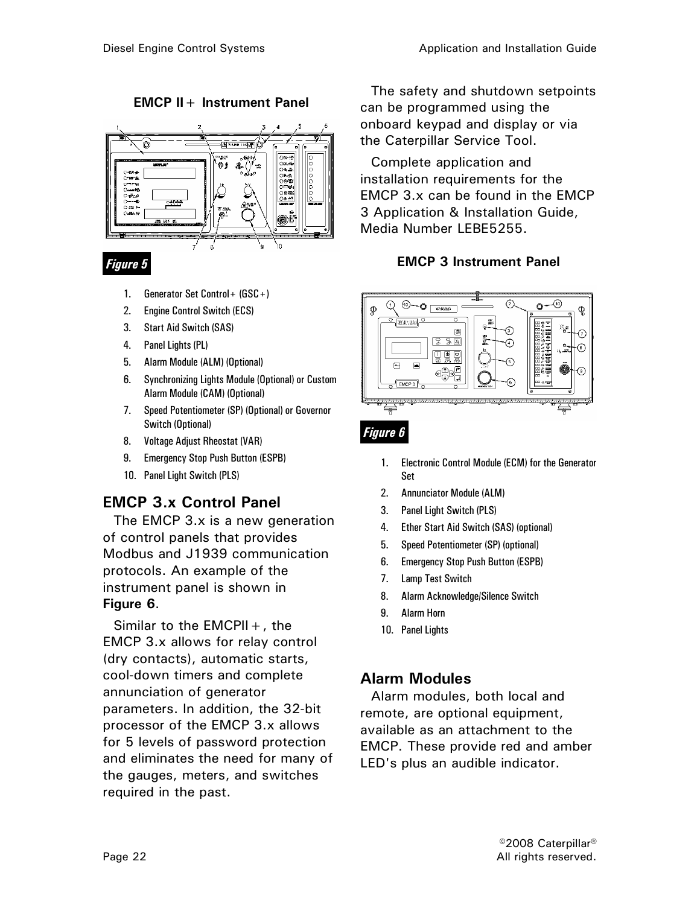**EMCP II+ Instrument Panel**

*Figure 5*

1. Generator Set Control+ (GSC+)
2. Engine Control Switch (ECS)
3. Start Aid Switch (SAS)
4. Panel Lights (PL)
5. Alarm Module (ALM) (Optional)
6. Synchronizing Lights Module (Optional) or Custom Alarm Module (CAM) (Optional)
7. Speed Potentiometer (SP) (Optional) or Governor Switch (Optional)
8. Voltage Adjust Rheostat (VAR)
9. Emergency Stop Push Button (ESPB)
10. Panel Light Switch (PLS)

## EMCP 3.x Control Panel

The EMCP 3.x is a new generation of control panels that provides Modbus and J1939 communication protocols. An example of the instrument panel is shown in **Figure 6**.

Similar to the EMCPII+, the EMCP 3.x allows for relay control (dry contacts), automatic starts, cool-down timers and complete annunciation of generator parameters. In addition, the 32-bit processor of the EMCP 3.x allows for 5 levels of password protection and eliminates the need for many of the gauges, meters, and switches required in the past.

The safety and shutdown setpoints can be programmed using the onboard keypad and display or via the Caterpillar Service Tool.

Complete application and installation requirements for the EMCP 3.x can be found in the EMCP 3 Application & Installation Guide, Media Number LEBE5255.

**EMCP 3 Instrument Panel**

*Figure 6*

1. Electronic Control Module (ECM) for the Generator Set
2. Annunciator Module (ALM)
3. Panel Light Switch (PLS)
4. Ether Start Aid Switch (SAS) (optional)
5. Speed Potentiometer (SP) (optional)
6. Emergency Stop Push Button (ESPB)
7. Lamp Test Switch
8. Alarm Acknowledge/Silence Switch
9. Alarm Horn
10. Panel Lights

## Alarm Modules

Alarm modules, both local and remote, are optional equipment, available as an attachment to the EMCP. These provide red and amber LED's plus an audible indicator.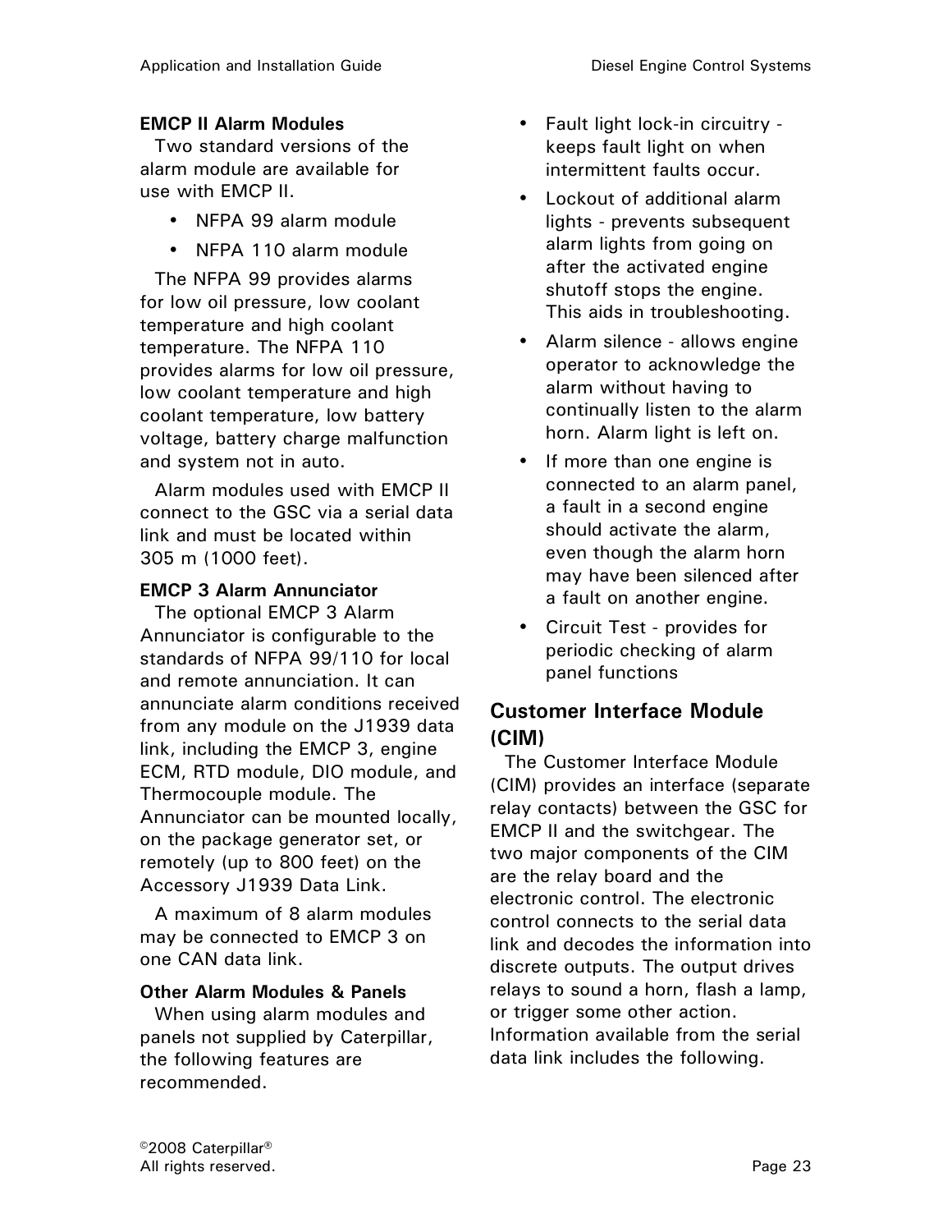**EMCP II Alarm Modules**

Two standard versions of the alarm module are available for use with EMCP II.

- NFPA 99 alarm module
- NFPA 110 alarm module

The NFPA 99 provides alarms for low oil pressure, low coolant temperature and high coolant temperature. The NFPA 110 provides alarms for low oil pressure, low coolant temperature and high coolant temperature, low battery voltage, battery charge malfunction and system not in auto.

Alarm modules used with EMCP II connect to the GSC via a serial data link and must be located within 305 m (1000 feet).

**EMCP 3 Alarm Annunciator**

The optional EMCP 3 Alarm Annunciator is configurable to the standards of NFPA 99/110 for local and remote annunciation. It can annunciate alarm conditions received from any module on the J1939 data link, including the EMCP 3, engine ECM, RTD module, DIO module, and Thermocouple module. The Annunciator can be mounted locally, on the package generator set, or remotely (up to 800 feet) on the Accessory J1939 Data Link.

A maximum of 8 alarm modules may be connected to EMCP 3 on one CAN data link.

**Other Alarm Modules & Panels**

When using alarm modules and panels not supplied by Caterpillar, the following features are recommended.

- Fault light lock-in circuitry - keeps fault light on when intermittent faults occur.
- Lockout of additional alarm lights - prevents subsequent alarm lights from going on after the activated engine shutoff stops the engine. This aids in troubleshooting.
- Alarm silence - allows engine operator to acknowledge the alarm without having to continually listen to the alarm horn. Alarm light is left on.
- If more than one engine is connected to an alarm panel, a fault in a second engine should activate the alarm, even though the alarm horn may have been silenced after a fault on another engine.
- Circuit Test - provides for periodic checking of alarm panel functions

## Customer Interface Module (CIM)

The Customer Interface Module (CIM) provides an interface (separate relay contacts) between the GSC for EMCP II and the switchgear. The two major components of the CIM are the relay board and the electronic control. The electronic control connects to the serial data link and decodes the information into discrete outputs. The output drives relays to sound a horn, flash a lamp, or trigger some other action. Information available from the serial data link includes the following.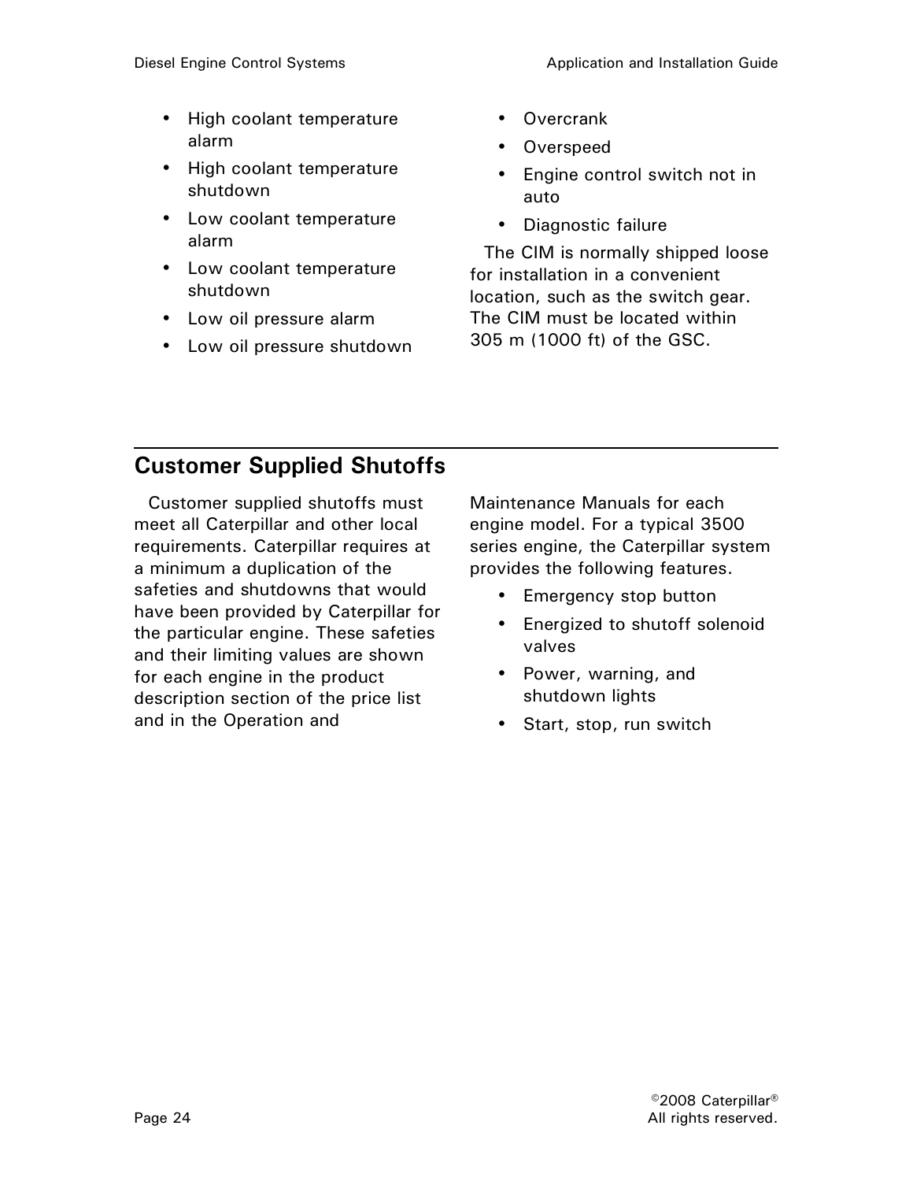- High coolant temperature alarm
- High coolant temperature shutdown
- Low coolant temperature alarm
- Low coolant temperature shutdown
- Low oil pressure alarm
- Low oil pressure shutdown
- Overcrank
- Overspeed
- Engine control switch not in auto
- Diagnostic failure

The CIM is normally shipped loose for installation in a convenient location, such as the switch gear. The CIM must be located within 305 m (1000 ft) of the GSC.

## Customer Supplied Shutoffs

Customer supplied shutoffs must meet all Caterpillar and other local requirements. Caterpillar requires at a minimum a duplication of the safeties and shutdowns that would have been provided by Caterpillar for the particular engine. These safeties and their limiting values are shown for each engine in the product description section of the price list and in the Operation and Maintenance Manuals for each engine model. For a typical 3500 series engine, the Caterpillar system provides the following features.

- Emergency stop button
- Energized to shutoff solenoid valves
- Power, warning, and shutdown lights
- Start, stop, run switch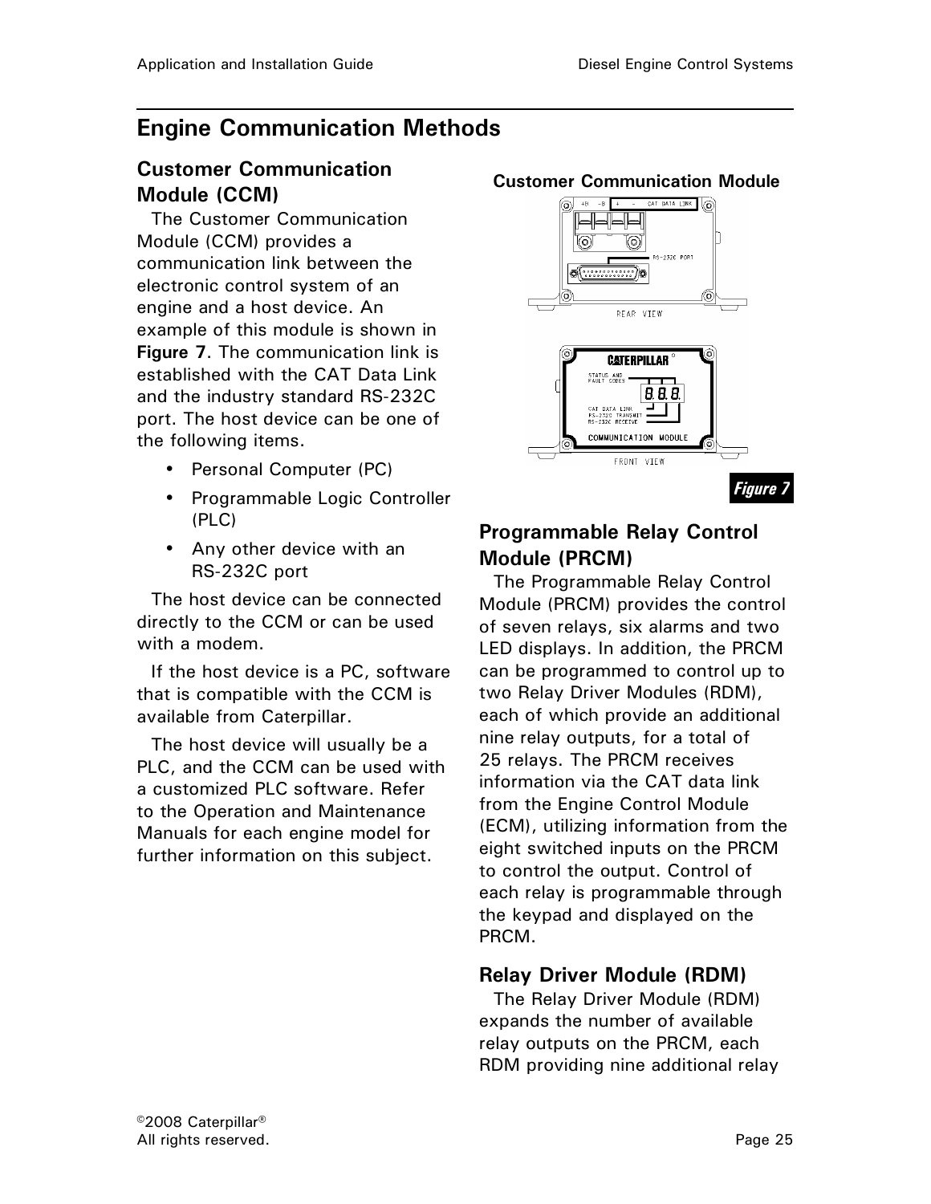## Engine Communication Methods

### Customer Communication Module (CCM)

The Customer Communication Module (CCM) provides a communication link between the electronic control system of an engine and a host device. An example of this module is shown in **Figure 7**. The communication link is established with the CAT Data Link and the industry standard RS-232C port. The host device can be one of the following items.

- Personal Computer (PC)
- Programmable Logic Controller (PLC)
- Any other device with an RS-232C port

The host device can be connected directly to the CCM or can be used with a modem.

If the host device is a PC, software that is compatible with the CCM is available from Caterpillar.

The host device will usually be a PLC, and the CCM can be used with a customized PLC software. Refer to the Operation and Maintenance Manuals for each engine model for further information on this subject.

**Customer Communication Module**

*Figure 7*

### Programmable Relay Control Module (PRCM)

The Programmable Relay Control Module (PRCM) provides the control of seven relays, six alarms and two LED displays. In addition, the PRCM can be programmed to control up to two Relay Driver Modules (RDM), each of which provide an additional nine relay outputs, for a total of 25 relays. The PRCM receives information via the CAT data link from the Engine Control Module (ECM), utilizing information from the eight switched inputs on the PRCM to control the output. Control of each relay is programmable through the keypad and displayed on the PRCM.

### Relay Driver Module (RDM)

The Relay Driver Module (RDM) expands the number of available relay outputs on the PRCM, each RDM providing nine additional relay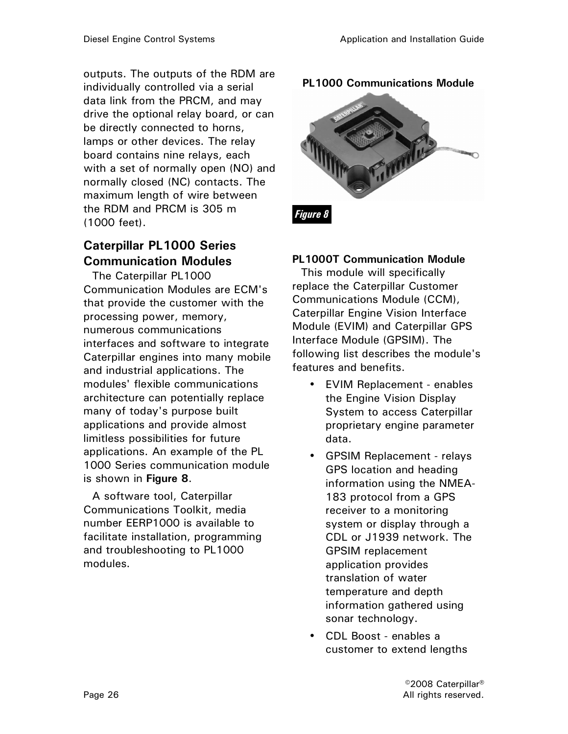outputs. The outputs of the RDM are individually controlled via a serial data link from the PRCM, and may drive the optional relay board, or can be directly connected to horns, lamps or other devices. The relay board contains nine relays, each with a set of normally open (NO) and normally closed (NC) contacts. The maximum length of wire between the RDM and PRCM is 305 m (1000 feet).

## Caterpillar PL1000 Series Communication Modules

The Caterpillar PL1000 Communication Modules are ECM's that provide the customer with the processing power, memory, numerous communications interfaces and software to integrate Caterpillar engines into many mobile and industrial applications. The modules' flexible communications architecture can potentially replace many of today's purpose built applications and provide almost limitless possibilities for future applications. An example of the PL 1000 Series communication module is shown in **Figure 8**.

A software tool, Caterpillar Communications Toolkit, media number EERP1000 is available to facilitate installation, programming and troubleshooting to PL1000 modules.

**PL1000 Communications Module**

***Figure 8***

**PL1000T Communication Module**

This module will specifically replace the Caterpillar Customer Communications Module (CCM), Caterpillar Engine Vision Interface Module (EVIM) and Caterpillar GPS Interface Module (GPSIM). The following list describes the module's features and benefits.

- EVIM Replacement - enables the Engine Vision Display System to access Caterpillar proprietary engine parameter data.
- GPSIM Replacement - relays GPS location and heading information using the NMEA-183 protocol from a GPS receiver to a monitoring system or display through a CDL or J1939 network. The GPSIM replacement application provides translation of water temperature and depth information gathered using sonar technology.
- CDL Boost - enables a customer to extend lengths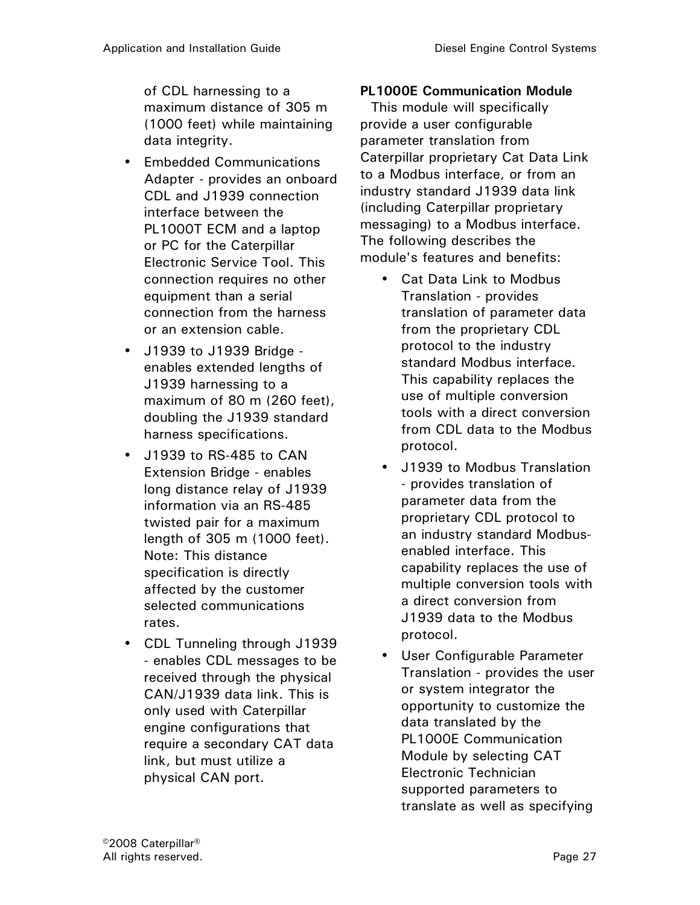of CDL harnessing to a maximum distance of 305 m (1000 feet) while maintaining data integrity.

- Embedded Communications Adapter - provides an onboard CDL and J1939 connection interface between the PL1000T ECM and a laptop or PC for the Caterpillar Electronic Service Tool. This connection requires no other equipment than a serial connection from the harness or an extension cable.
- J1939 to J1939 Bridge - enables extended lengths of J1939 harnessing to a maximum of 80 m (260 feet), doubling the J1939 standard harness specifications.
- J1939 to RS-485 to CAN Extension Bridge - enables long distance relay of J1939 information via an RS-485 twisted pair for a maximum length of 305 m (1000 feet). Note: This distance specification is directly affected by the customer selected communications rates.
- CDL Tunneling through J1939 - enables CDL messages to be received through the physical CAN/J1939 data link. This is only used with Caterpillar engine configurations that require a secondary CAT data link, but must utilize a physical CAN port.

**PL1000E Communication Module**

This module will specifically provide a user configurable parameter translation from Caterpillar proprietary Cat Data Link to a Modbus interface, or from an industry standard J1939 data link (including Caterpillar proprietary messaging) to a Modbus interface. The following describes the module's features and benefits:

- Cat Data Link to Modbus Translation - provides translation of parameter data from the proprietary CDL protocol to the industry standard Modbus interface. This capability replaces the use of multiple conversion tools with a direct conversion from CDL data to the Modbus protocol.
- J1939 to Modbus Translation - provides translation of parameter data from the proprietary CDL protocol to an industry standard Modbus-enabled interface. This capability replaces the use of multiple conversion tools with a direct conversion from J1939 data to the Modbus protocol.
- User Configurable Parameter Translation - provides the user or system integrator the opportunity to customize the data translated by the PL1000E Communication Module by selecting CAT Electronic Technician supported parameters to translate as well as specifying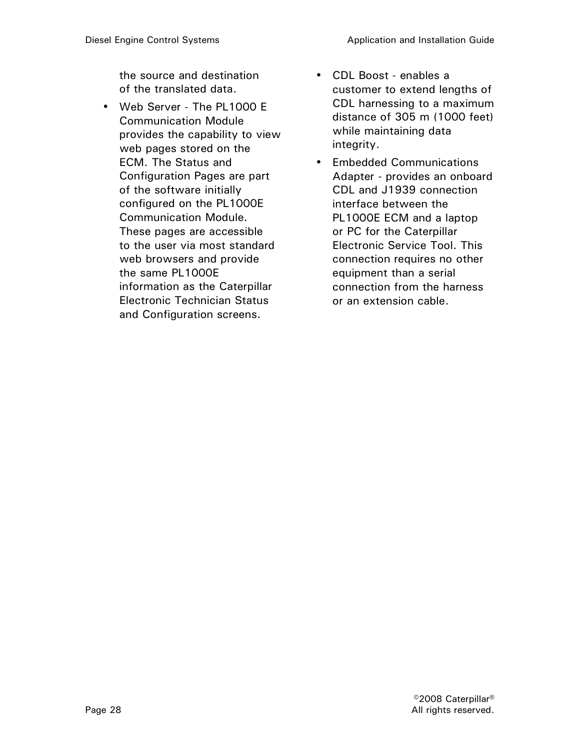the source and destination of the translated data.

- Web Server - The PL1000 E Communication Module provides the capability to view web pages stored on the ECM. The Status and Configuration Pages are part of the software initially configured on the PL1000E Communication Module. These pages are accessible to the user via most standard web browsers and provide the same PL1000E information as the Caterpillar Electronic Technician Status and Configuration screens.
- CDL Boost - enables a customer to extend lengths of CDL harnessing to a maximum distance of 305 m (1000 feet) while maintaining data integrity.
- Embedded Communications Adapter - provides an onboard CDL and J1939 connection interface between the PL1000E ECM and a laptop or PC for the Caterpillar Electronic Service Tool. This connection requires no other equipment than a serial connection from the harness or an extension cable.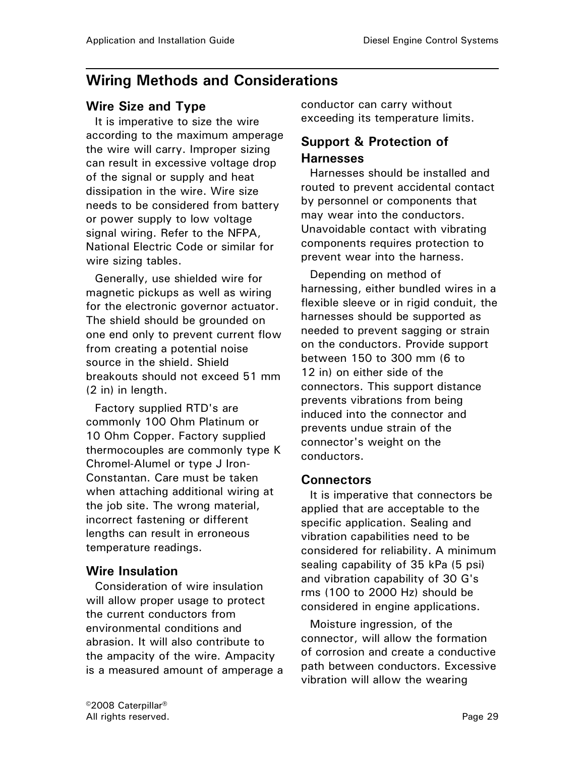## Wiring Methods and Considerations

### Wire Size and Type

It is imperative to size the wire according to the maximum amperage the wire will carry. Improper sizing can result in excessive voltage drop of the signal or supply and heat dissipation in the wire. Wire size needs to be considered from battery or power supply to low voltage signal wiring. Refer to the NFPA, National Electric Code or similar for wire sizing tables.

Generally, use shielded wire for magnetic pickups as well as wiring for the electronic governor actuator. The shield should be grounded on one end only to prevent current flow from creating a potential noise source in the shield. Shield breakouts should not exceed 51 mm (2 in) in length.

Factory supplied RTD's are commonly 100 Ohm Platinum or 10 Ohm Copper. Factory supplied thermocouples are commonly type K Chromel-Alumel or type J Iron-Constantan. Care must be taken when attaching additional wiring at the job site. The wrong material, incorrect fastening or different lengths can result in erroneous temperature readings.

### Wire Insulation

Consideration of wire insulation will allow proper usage to protect the current conductors from environmental conditions and abrasion. It will also contribute to the ampacity of the wire. Ampacity is a measured amount of amperage a conductor can carry without exceeding its temperature limits.

### Support & Protection of Harnesses

Harnesses should be installed and routed to prevent accidental contact by personnel or components that may wear into the conductors. Unavoidable contact with vibrating components requires protection to prevent wear into the harness.

Depending on method of harnessing, either bundled wires in a flexible sleeve or in rigid conduit, the harnesses should be supported as needed to prevent sagging or strain on the conductors. Provide support between 150 to 300 mm (6 to 12 in) on either side of the connectors. This support distance prevents vibrations from being induced into the connector and prevents undue strain of the connector's weight on the conductors.

### Connectors

It is imperative that connectors be applied that are acceptable to the specific application. Sealing and vibration capabilities need to be considered for reliability. A minimum sealing capability of 35 kPa (5 psi) and vibration capability of 30 G's rms (100 to 2000 Hz) should be considered in engine applications.

Moisture ingression, of the connector, will allow the formation of corrosion and create a conductive path between conductors. Excessive vibration will allow the wearing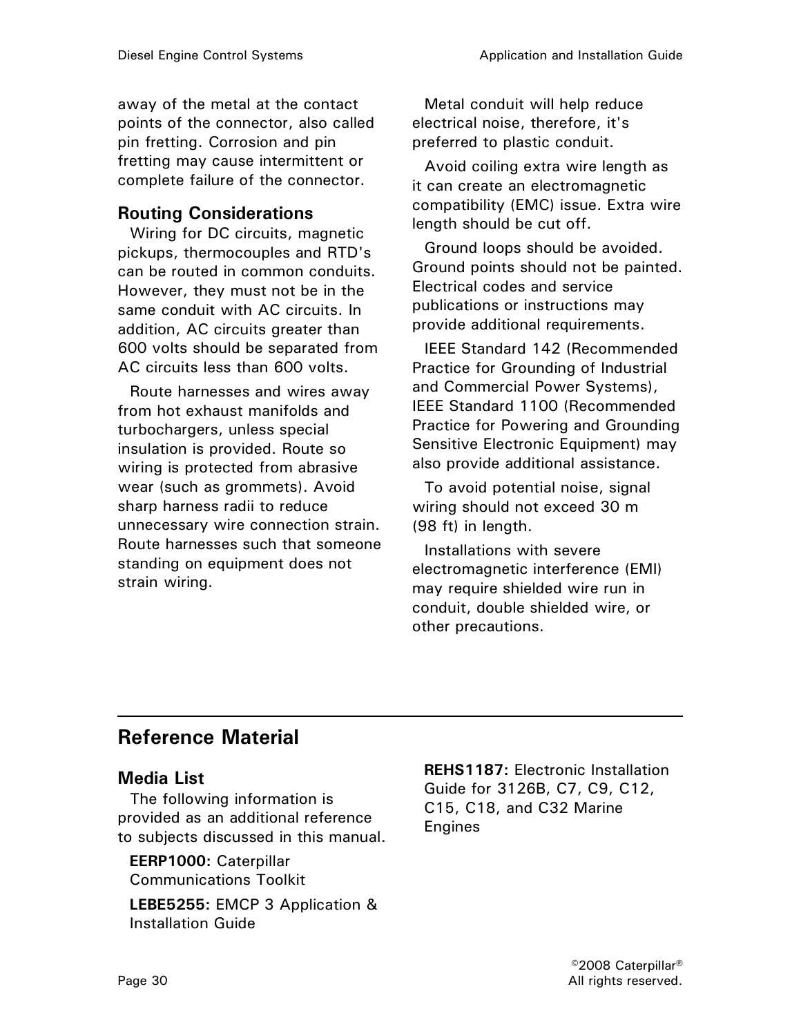away of the metal at the contact points of the connector, also called pin fretting. Corrosion and pin fretting may cause intermittent or complete failure of the connector.

### Routing Considerations

Wiring for DC circuits, magnetic pickups, thermocouples and RTD's can be routed in common conduits. However, they must not be in the same conduit with AC circuits. In addition, AC circuits greater than 600 volts should be separated from AC circuits less than 600 volts.

Route harnesses and wires away from hot exhaust manifolds and turbochargers, unless special insulation is provided. Route so wiring is protected from abrasive wear (such as grommets). Avoid sharp harness radii to reduce unnecessary wire connection strain. Route harnesses such that someone standing on equipment does not strain wiring.

Metal conduit will help reduce electrical noise, therefore, it's preferred to plastic conduit.

Avoid coiling extra wire length as it can create an electromagnetic compatibility (EMC) issue. Extra wire length should be cut off.

Ground loops should be avoided. Ground points should not be painted. Electrical codes and service publications or instructions may provide additional requirements.

IEEE Standard 142 (Recommended Practice for Grounding of Industrial and Commercial Power Systems), IEEE Standard 1100 (Recommended Practice for Powering and Grounding Sensitive Electronic Equipment) may also provide additional assistance.

To avoid potential noise, signal wiring should not exceed 30 m (98 ft) in length.

Installations with severe electromagnetic interference (EMI) may require shielded wire run in conduit, double shielded wire, or other precautions.

## Reference Material

### Media List

The following information is provided as an additional reference to subjects discussed in this manual.

**EERP1000:** Caterpillar Communications Toolkit

**LEBE5255:** EMCP 3 Application & Installation Guide

**REHS1187:** Electronic Installation Guide for 3126B, C7, C9, C12, C15, C18, and C32 Marine Engines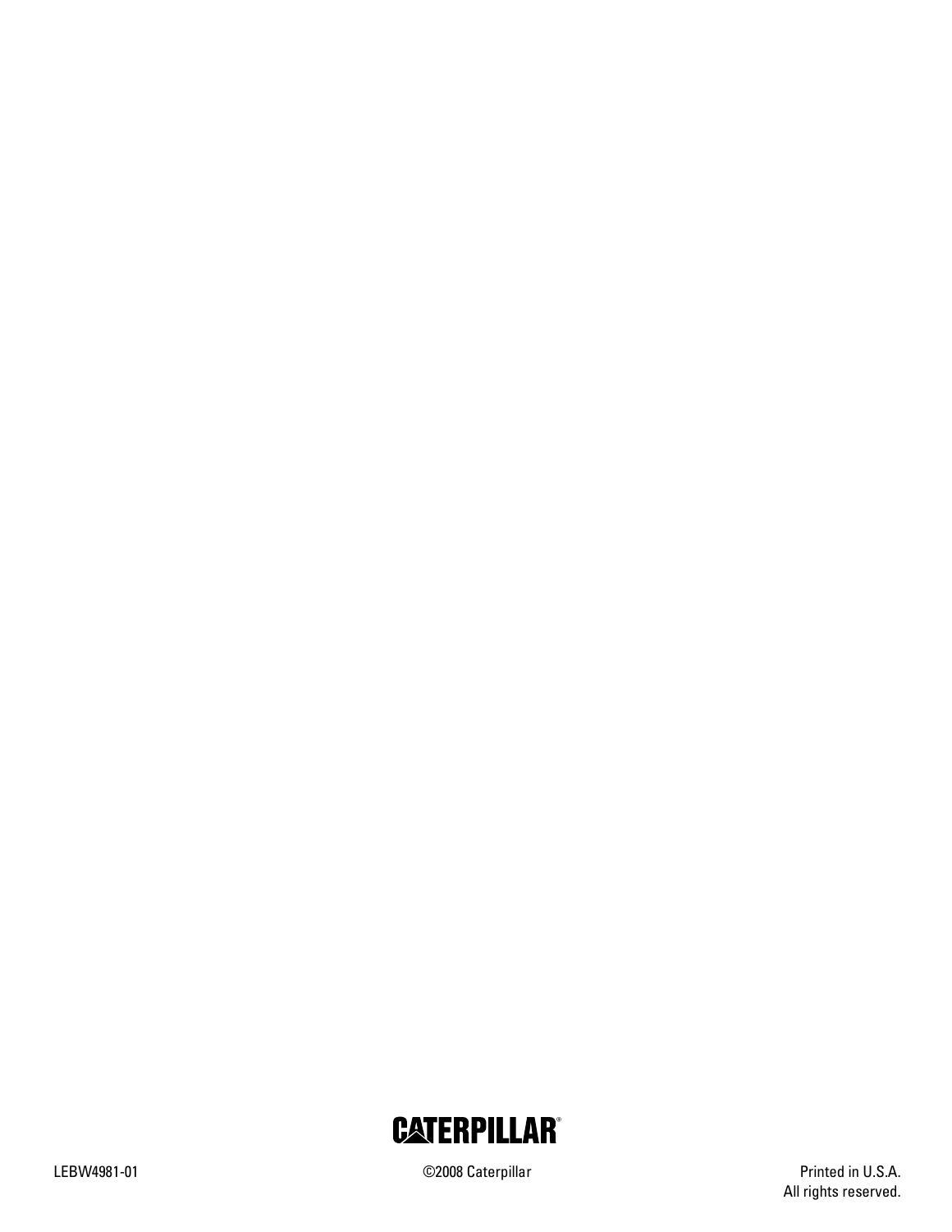CATERPILLAR®

LEBW4981-01

©2008 Caterpillar

Printed in U.S.A.
All rights reserved.